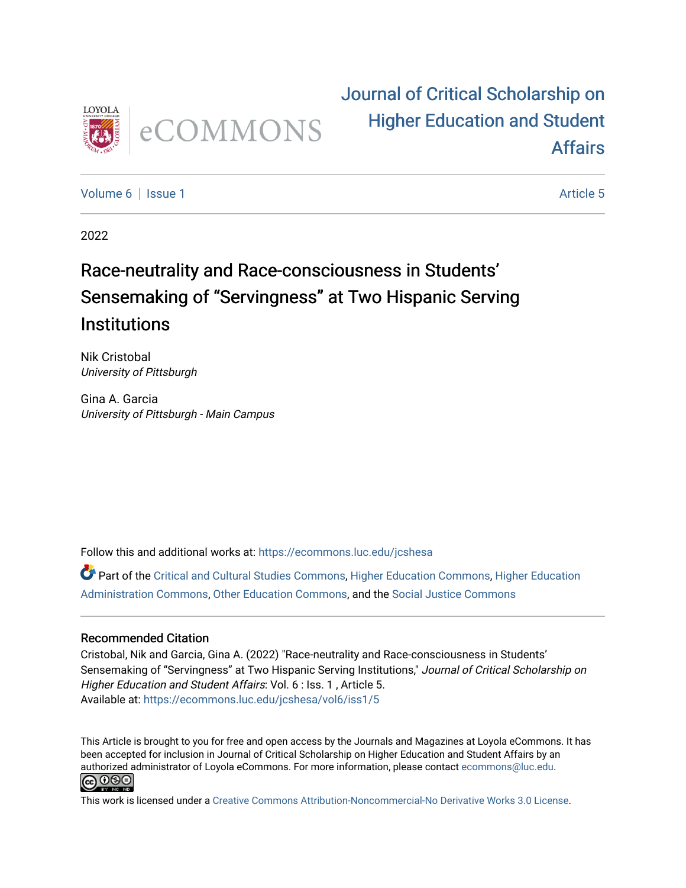Journal of Critical Scholarship on Higher Education and Student Affairs

Volume 6 | Issue 1 | Article 5

2022

# Race-neutrality and Race-consciousness in Students' Sensemaking of "Servingness" at Two Hispanic Serving Institutions

Nik Cristobal
*University of Pittsburgh*

Gina A. Garcia
*University of Pittsburgh - Main Campus*

Follow this and additional works at: https://ecommons.luc.edu/jcshesa

Part of the Critical and Cultural Studies Commons, Higher Education Commons, Higher Education Administration Commons, Other Education Commons, and the Social Justice Commons

## Recommended Citation

Cristobal, Nik and Garcia, Gina A. (2022) "Race-neutrality and Race-consciousness in Students' Sensemaking of "Servingness" at Two Hispanic Serving Institutions," *Journal of Critical Scholarship on Higher Education and Student Affairs*: Vol. 6 : Iss. 1 , Article 5.
Available at: https://ecommons.luc.edu/jcshesa/vol6/iss1/5

This Article is brought to you for free and open access by the Journals and Magazines at Loyola eCommons. It has been accepted for inclusion in Journal of Critical Scholarship on Higher Education and Student Affairs by an authorized administrator of Loyola eCommons. For more information, please contact ecommons@luc.edu.

This work is licensed under a Creative Commons Attribution-Noncommercial-No Derivative Works 3.0 License.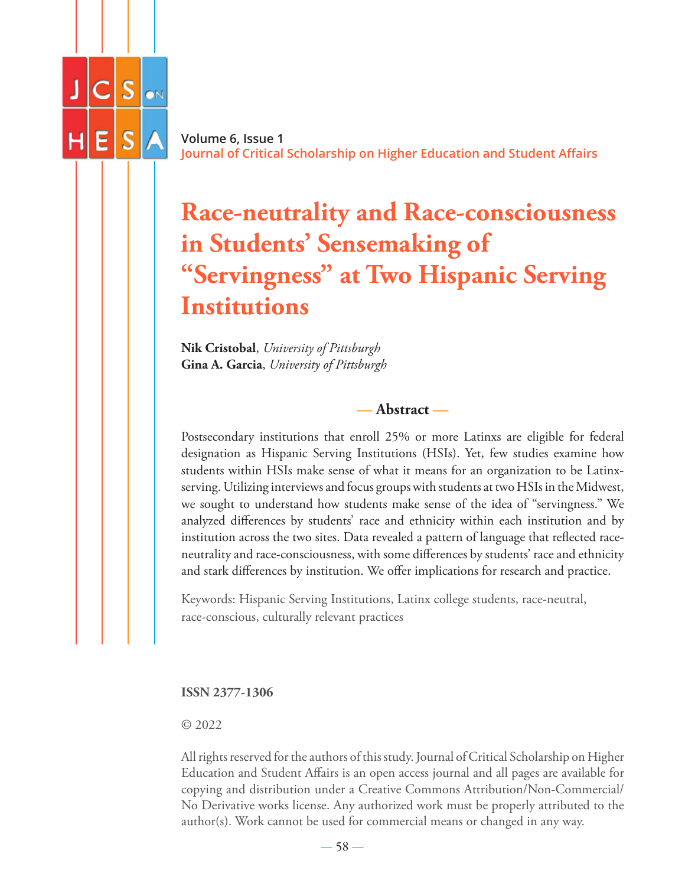# Race-neutrality and Race-consciousness in Students' Sensemaking of "Servingness" at Two Hispanic Serving Institutions

**Nik Cristobal**, *University of Pittsburgh*
**Gina A. Garcia**, *University of Pittsburgh*

## — Abstract —

Postsecondary institutions that enroll 25% or more Latinxs are eligible for federal designation as Hispanic Serving Institutions (HSIs). Yet, few studies examine how students within HSIs make sense of what it means for an organization to be Latinx-serving. Utilizing interviews and focus groups with students at two HSIs in the Midwest, we sought to understand how students make sense of the idea of "servingness." We analyzed differences by students' race and ethnicity within each institution and by institution across the two sites. Data revealed a pattern of language that reflected race-neutrality and race-consciousness, with some differences by students' race and ethnicity and stark differences by institution. We offer implications for research and practice.

Keywords: Hispanic Serving Institutions, Latinx college students, race-neutral, race-conscious, culturally relevant practices

**ISSN 2377-1306**

© 2022

All rights reserved for the authors of this study. Journal of Critical Scholarship on Higher Education and Student Affairs is an open access journal and all pages are available for copying and distribution under a Creative Commons Attribution/Non-Commercial/No Derivative works license. Any authorized work must be properly attributed to the author(s). Work cannot be used for commercial means or changed in any way.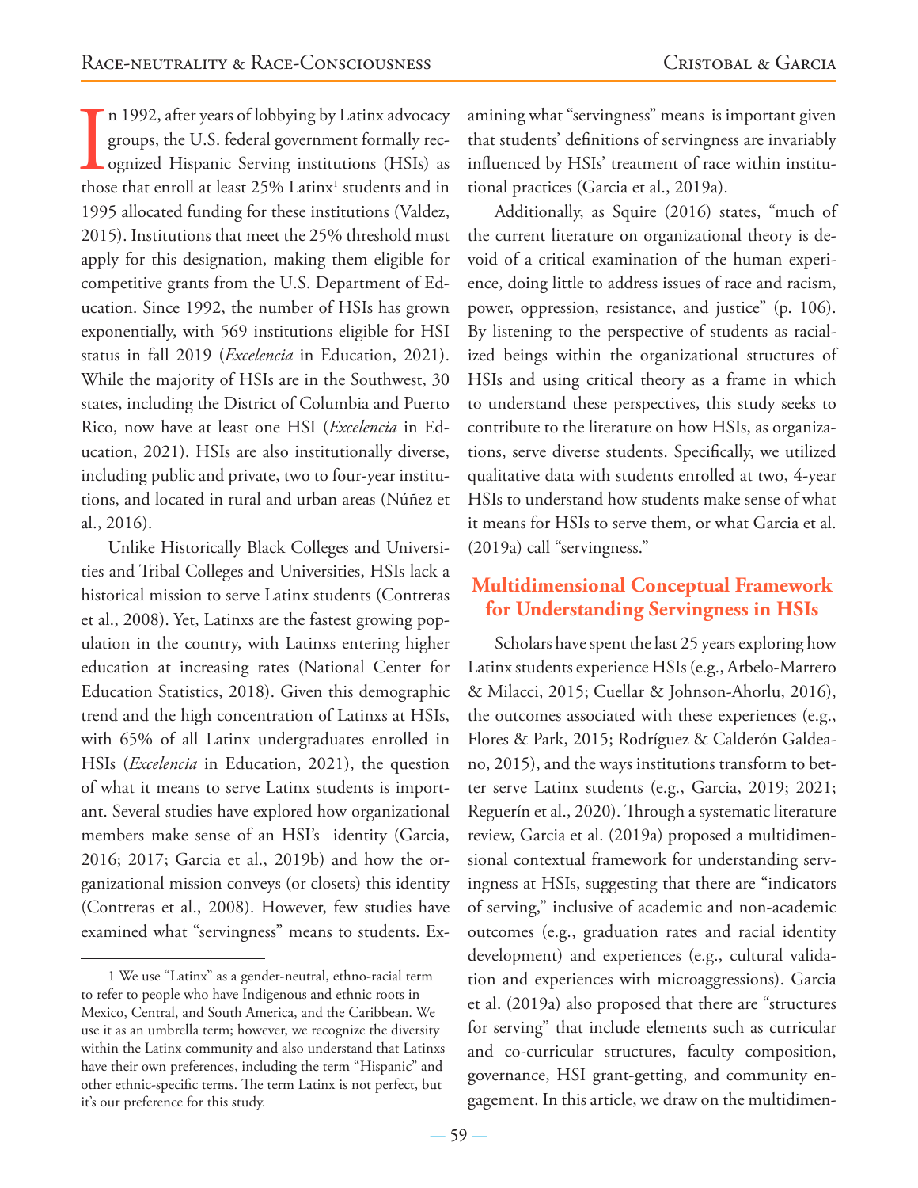In 1992, after years of lobbying by Latinx advocacy groups, the U.S. federal government formally recognized Hispanic Serving institutions (HSIs) as those that enroll at least 25% Latinx[1] students and in 1995 allocated funding for these institutions (Valdez, 2015). Institutions that meet the 25% threshold must apply for this designation, making them eligible for competitive grants from the U.S. Department of Education. Since 1992, the number of HSIs has grown exponentially, with 569 institutions eligible for HSI status in fall 2019 (*Excelencia* in Education, 2021). While the majority of HSIs are in the Southwest, 30 states, including the District of Columbia and Puerto Rico, now have at least one HSI (*Excelencia* in Education, 2021). HSIs are also institutionally diverse, including public and private, two to four-year institutions, and located in rural and urban areas (Núñez et al., 2016).

Unlike Historically Black Colleges and Universities and Tribal Colleges and Universities, HSIs lack a historical mission to serve Latinx students (Contreras et al., 2008). Yet, Latinxs are the fastest growing population in the country, with Latinxs entering higher education at increasing rates (National Center for Education Statistics, 2018). Given this demographic trend and the high concentration of Latinxs at HSIs, with 65% of all Latinx undergraduates enrolled in HSIs (*Excelencia* in Education, 2021), the question of what it means to serve Latinx students is important. Several studies have explored how organizational members make sense of an HSI's identity (Garcia, 2016; 2017; Garcia et al., 2019b) and how the organizational mission conveys (or closets) this identity (Contreras et al., 2008). However, few studies have examined what "servingness" means to students. Examining what "servingness" means is important given that students' definitions of servingness are invariably influenced by HSIs' treatment of race within institutional practices (Garcia et al., 2019a).

Additionally, as Squire (2016) states, "much of the current literature on organizational theory is devoid of a critical examination of the human experience, doing little to address issues of race and racism, power, oppression, resistance, and justice" (p. 106). By listening to the perspective of students as racialized beings within the organizational structures of HSIs and using critical theory as a frame in which to understand these perspectives, this study seeks to contribute to the literature on how HSIs, as organizations, serve diverse students. Specifically, we utilized qualitative data with students enrolled at two, 4-year HSIs to understand how students make sense of what it means for HSIs to serve them, or what Garcia et al. (2019a) call "servingness."

## Multidimensional Conceptual Framework for Understanding Servingness in HSIs

Scholars have spent the last 25 years exploring how Latinx students experience HSIs (e.g., Arbelo-Marrero & Milacci, 2015; Cuellar & Johnson-Ahorlu, 2016), the outcomes associated with these experiences (e.g., Flores & Park, 2015; Rodríguez & Calderón Galdeano, 2015), and the ways institutions transform to better serve Latinx students (e.g., Garcia, 2019; 2021; Reguerín et al., 2020). Through a systematic literature review, Garcia et al. (2019a) proposed a multidimensional contextual framework for understanding servingness at HSIs, suggesting that there are "indicators of serving," inclusive of academic and non-academic outcomes (e.g., graduation rates and racial identity development) and experiences (e.g., cultural validation and experiences with microaggressions). Garcia et al. (2019a) also proposed that there are "structures for serving" that include elements such as curricular and co-curricular structures, faculty composition, governance, HSI grant-getting, and community engagement. In this article, we draw on the multidimen-

[1] We use "Latinx" as a gender-neutral, ethno-racial term to refer to people who have Indigenous and ethnic roots in Mexico, Central, and South America, and the Caribbean. We use it as an umbrella term; however, we recognize the diversity within the Latinx community and also understand that Latinxs have their own preferences, including the term "Hispanic" and other ethnic-specific terms. The term Latinx is not perfect, but it's our preference for this study.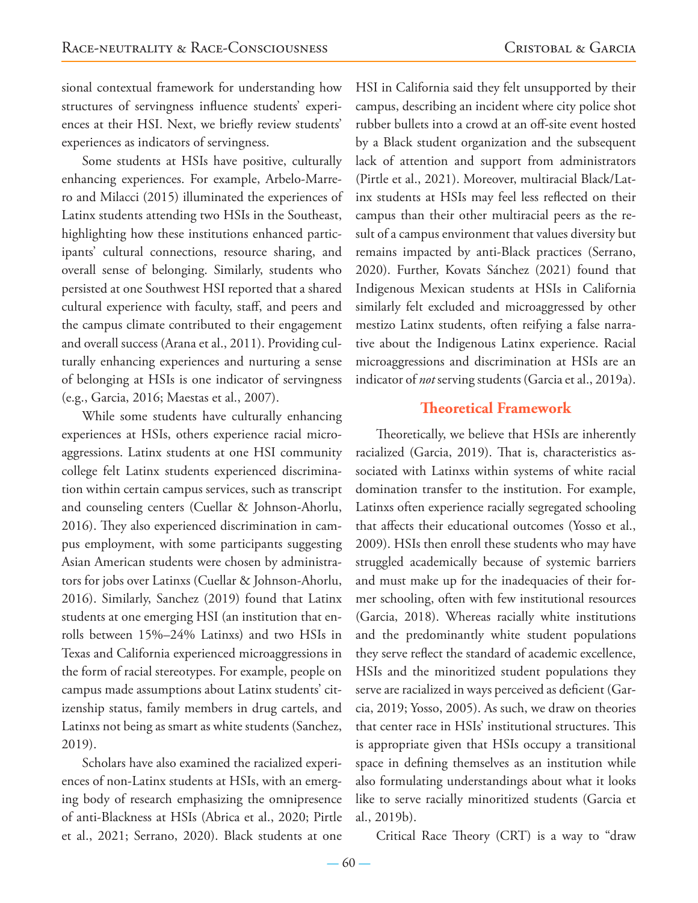sional contextual framework for understanding how structures of servingness influence students' experiences at their HSI. Next, we briefly review students' experiences as indicators of servingness.

Some students at HSIs have positive, culturally enhancing experiences. For example, Arbelo-Marrero and Milacci (2015) illuminated the experiences of Latinx students attending two HSIs in the Southeast, highlighting how these institutions enhanced participants' cultural connections, resource sharing, and overall sense of belonging. Similarly, students who persisted at one Southwest HSI reported that a shared cultural experience with faculty, staff, and peers and the campus climate contributed to their engagement and overall success (Arana et al., 2011). Providing culturally enhancing experiences and nurturing a sense of belonging at HSIs is one indicator of servingness (e.g., Garcia, 2016; Maestas et al., 2007).

While some students have culturally enhancing experiences at HSIs, others experience racial microaggressions. Latinx students at one HSI community college felt Latinx students experienced discrimination within certain campus services, such as transcript and counseling centers (Cuellar & Johnson-Ahorlu, 2016). They also experienced discrimination in campus employment, with some participants suggesting Asian American students were chosen by administrators for jobs over Latinxs (Cuellar & Johnson-Ahorlu, 2016). Similarly, Sanchez (2019) found that Latinx students at one emerging HSI (an institution that enrolls between 15%–24% Latinxs) and two HSIs in Texas and California experienced microaggressions in the form of racial stereotypes. For example, people on campus made assumptions about Latinx students' citizenship status, family members in drug cartels, and Latinxs not being as smart as white students (Sanchez, 2019).

Scholars have also examined the racialized experiences of non-Latinx students at HSIs, with an emerging body of research emphasizing the omnipresence of anti-Blackness at HSIs (Abrica et al., 2020; Pirtle et al., 2021; Serrano, 2020). Black students at one HSI in California said they felt unsupported by their campus, describing an incident where city police shot rubber bullets into a crowd at an off-site event hosted by a Black student organization and the subsequent lack of attention and support from administrators (Pirtle et al., 2021). Moreover, multiracial Black/Latinx students at HSIs may feel less reflected on their campus than their other multiracial peers as the result of a campus environment that values diversity but remains impacted by anti-Black practices (Serrano, 2020). Further, Kovats Sánchez (2021) found that Indigenous Mexican students at HSIs in California similarly felt excluded and microaggressed by other mestizo Latinx students, often reifying a false narrative about the Indigenous Latinx experience. Racial microaggressions and discrimination at HSIs are an indicator of *not* serving students (Garcia et al., 2019a).

## Theoretical Framework

Theoretically, we believe that HSIs are inherently racialized (Garcia, 2019). That is, characteristics associated with Latinxs within systems of white racial domination transfer to the institution. For example, Latinxs often experience racially segregated schooling that affects their educational outcomes (Yosso et al., 2009). HSIs then enroll these students who may have struggled academically because of systemic barriers and must make up for the inadequacies of their former schooling, often with few institutional resources (Garcia, 2018). Whereas racially white institutions and the predominantly white student populations they serve reflect the standard of academic excellence, HSIs and the minoritized student populations they serve are racialized in ways perceived as deficient (Garcia, 2019; Yosso, 2005). As such, we draw on theories that center race in HSIs' institutional structures. This is appropriate given that HSIs occupy a transitional space in defining themselves as an institution while also formulating understandings about what it looks like to serve racially minoritized students (Garcia et al., 2019b).

Critical Race Theory (CRT) is a way to "draw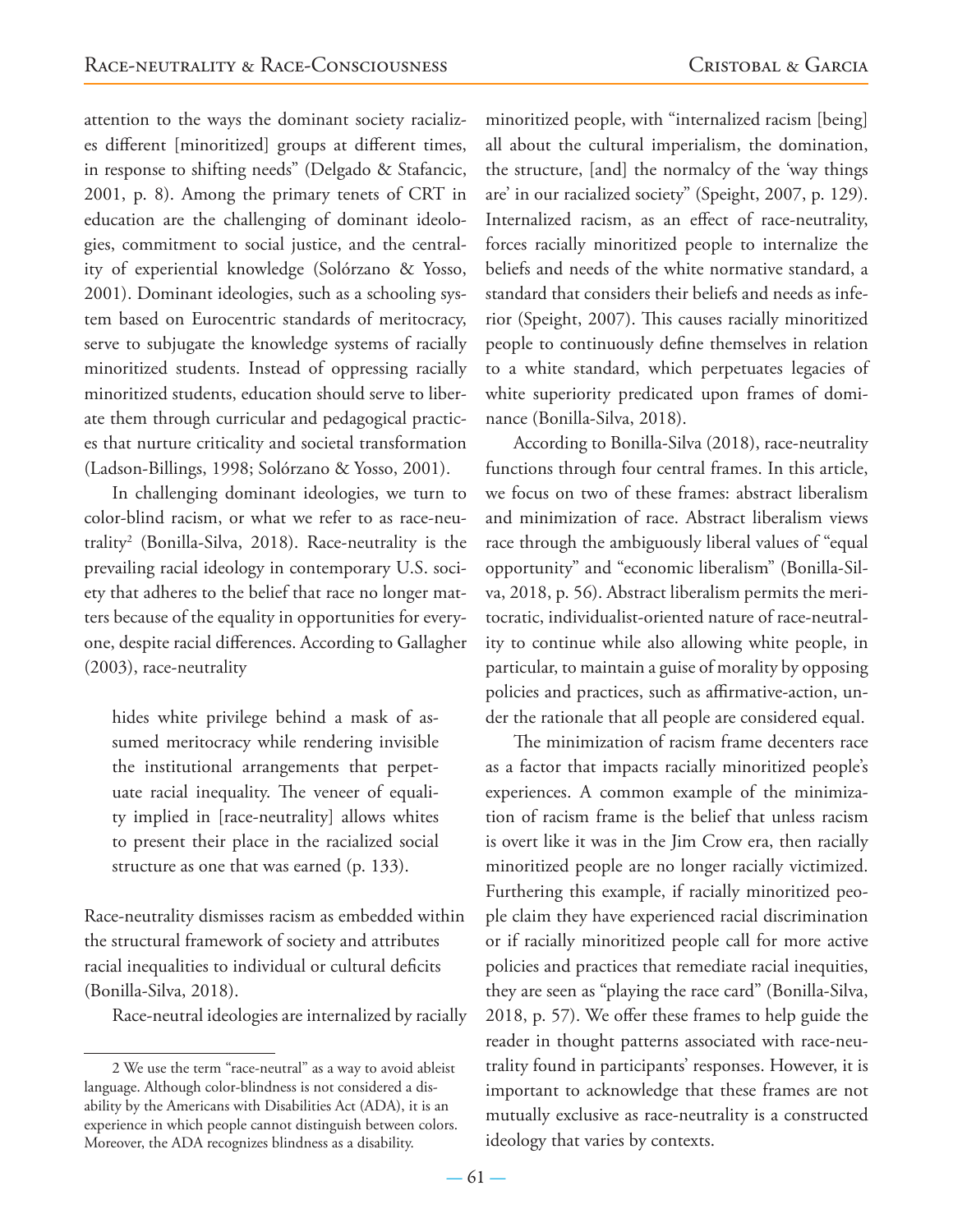attention to the ways the dominant society racializes different [minoritized] groups at different times, in response to shifting needs" (Delgado & Stafancic, 2001, p. 8). Among the primary tenets of CRT in education are the challenging of dominant ideologies, commitment to social justice, and the centrality of experiential knowledge (Solórzano & Yosso, 2001). Dominant ideologies, such as a schooling system based on Eurocentric standards of meritocracy, serve to subjugate the knowledge systems of racially minoritized students. Instead of oppressing racially minoritized students, education should serve to liberate them through curricular and pedagogical practices that nurture criticality and societal transformation (Ladson-Billings, 1998; Solórzano & Yosso, 2001).

In challenging dominant ideologies, we turn to color-blind racism, or what we refer to as race-neutrality[2] (Bonilla-Silva, 2018). Race-neutrality is the prevailing racial ideology in contemporary U.S. society that adheres to the belief that race no longer matters because of the equality in opportunities for everyone, despite racial differences. According to Gallagher (2003), race-neutrality

> hides white privilege behind a mask of assumed meritocracy while rendering invisible the institutional arrangements that perpetuate racial inequality. The veneer of equality implied in [race-neutrality] allows whites to present their place in the racialized social structure as one that was earned (p. 133).

Race-neutrality dismisses racism as embedded within the structural framework of society and attributes racial inequalities to individual or cultural deficits (Bonilla-Silva, 2018).

Race-neutral ideologies are internalized by racially minoritized people, with "internalized racism [being] all about the cultural imperialism, the domination, the structure, [and] the normalcy of the 'way things are' in our racialized society" (Speight, 2007, p. 129). Internalized racism, as an effect of race-neutrality, forces racially minoritized people to internalize the beliefs and needs of the white normative standard, a standard that considers their beliefs and needs as inferior (Speight, 2007). This causes racially minoritized people to continuously define themselves in relation to a white standard, which perpetuates legacies of white superiority predicated upon frames of dominance (Bonilla-Silva, 2018).

According to Bonilla-Silva (2018), race-neutrality functions through four central frames. In this article, we focus on two of these frames: abstract liberalism and minimization of race. Abstract liberalism views race through the ambiguously liberal values of "equal opportunity" and "economic liberalism" (Bonilla-Silva, 2018, p. 56). Abstract liberalism permits the meritocratic, individualist-oriented nature of race-neutrality to continue while also allowing white people, in particular, to maintain a guise of morality by opposing policies and practices, such as affirmative-action, under the rationale that all people are considered equal.

The minimization of racism frame decenters race as a factor that impacts racially minoritized people's experiences. A common example of the minimization of racism frame is the belief that unless racism is overt like it was in the Jim Crow era, then racially minoritized people are no longer racially victimized. Furthering this example, if racially minoritized people claim they have experienced racial discrimination or if racially minoritized people call for more active policies and practices that remediate racial inequities, they are seen as "playing the race card" (Bonilla-Silva, 2018, p. 57). We offer these frames to help guide the reader in thought patterns associated with race-neutrality found in participants' responses. However, it is important to acknowledge that these frames are not mutually exclusive as race-neutrality is a constructed ideology that varies by contexts.

---

2 We use the term "race-neutral" as a way to avoid ableist language. Although color-blindness is not considered a disability by the Americans with Disabilities Act (ADA), it is an experience in which people cannot distinguish between colors. Moreover, the ADA recognizes blindness as a disability.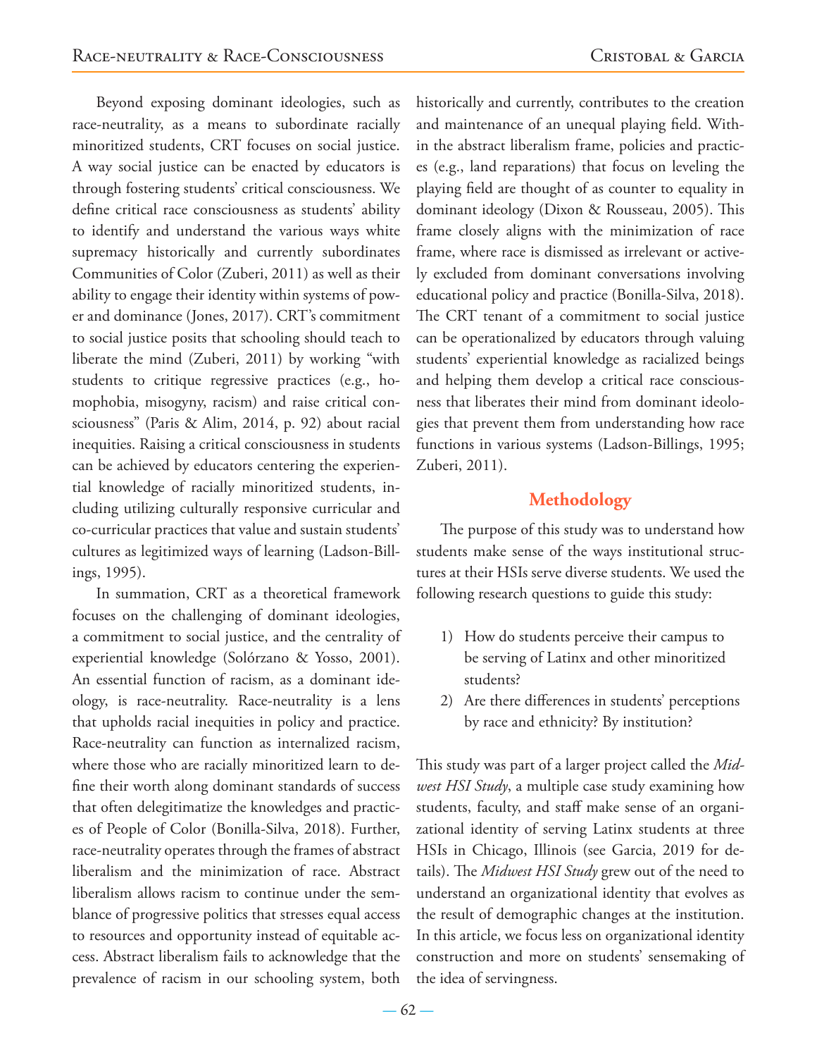Beyond exposing dominant ideologies, such as race-neutrality, as a means to subordinate racially minoritized students, CRT focuses on social justice. A way social justice can be enacted by educators is through fostering students' critical consciousness. We define critical race consciousness as students' ability to identify and understand the various ways white supremacy historically and currently subordinates Communities of Color (Zuberi, 2011) as well as their ability to engage their identity within systems of power and dominance (Jones, 2017). CRT's commitment to social justice posits that schooling should teach to liberate the mind (Zuberi, 2011) by working "with students to critique regressive practices (e.g., homophobia, misogyny, racism) and raise critical consciousness" (Paris & Alim, 2014, p. 92) about racial inequities. Raising a critical consciousness in students can be achieved by educators centering the experiential knowledge of racially minoritized students, including utilizing culturally responsive curricular and co-curricular practices that value and sustain students' cultures as legitimized ways of learning (Ladson-Billings, 1995).

In summation, CRT as a theoretical framework focuses on the challenging of dominant ideologies, a commitment to social justice, and the centrality of experiential knowledge (Solórzano & Yosso, 2001). An essential function of racism, as a dominant ideology, is race-neutrality. Race-neutrality is a lens that upholds racial inequities in policy and practice. Race-neutrality can function as internalized racism, where those who are racially minoritized learn to define their worth along dominant standards of success that often delegitimatize the knowledges and practices of People of Color (Bonilla-Silva, 2018). Further, race-neutrality operates through the frames of abstract liberalism and the minimization of race. Abstract liberalism allows racism to continue under the semblance of progressive politics that stresses equal access to resources and opportunity instead of equitable access. Abstract liberalism fails to acknowledge that the prevalence of racism in our schooling system, both historically and currently, contributes to the creation and maintenance of an unequal playing field. Within the abstract liberalism frame, policies and practices (e.g., land reparations) that focus on leveling the playing field are thought of as counter to equality in dominant ideology (Dixon & Rousseau, 2005). This frame closely aligns with the minimization of race frame, where race is dismissed as irrelevant or actively excluded from dominant conversations involving educational policy and practice (Bonilla-Silva, 2018). The CRT tenant of a commitment to social justice can be operationalized by educators through valuing students' experiential knowledge as racialized beings and helping them develop a critical race consciousness that liberates their mind from dominant ideologies that prevent them from understanding how race functions in various systems (Ladson-Billings, 1995; Zuberi, 2011).

## Methodology

The purpose of this study was to understand how students make sense of the ways institutional structures at their HSIs serve diverse students. We used the following research questions to guide this study:

1) How do students perceive their campus to be serving of Latinx and other minoritized students?
2) Are there differences in students' perceptions by race and ethnicity? By institution?

This study was part of a larger project called the *Midwest HSI Study*, a multiple case study examining how students, faculty, and staff make sense of an organizational identity of serving Latinx students at three HSIs in Chicago, Illinois (see Garcia, 2019 for details). The *Midwest HSI Study* grew out of the need to understand an organizational identity that evolves as the result of demographic changes at the institution. In this article, we focus less on organizational identity construction and more on students' sensemaking of the idea of servingness.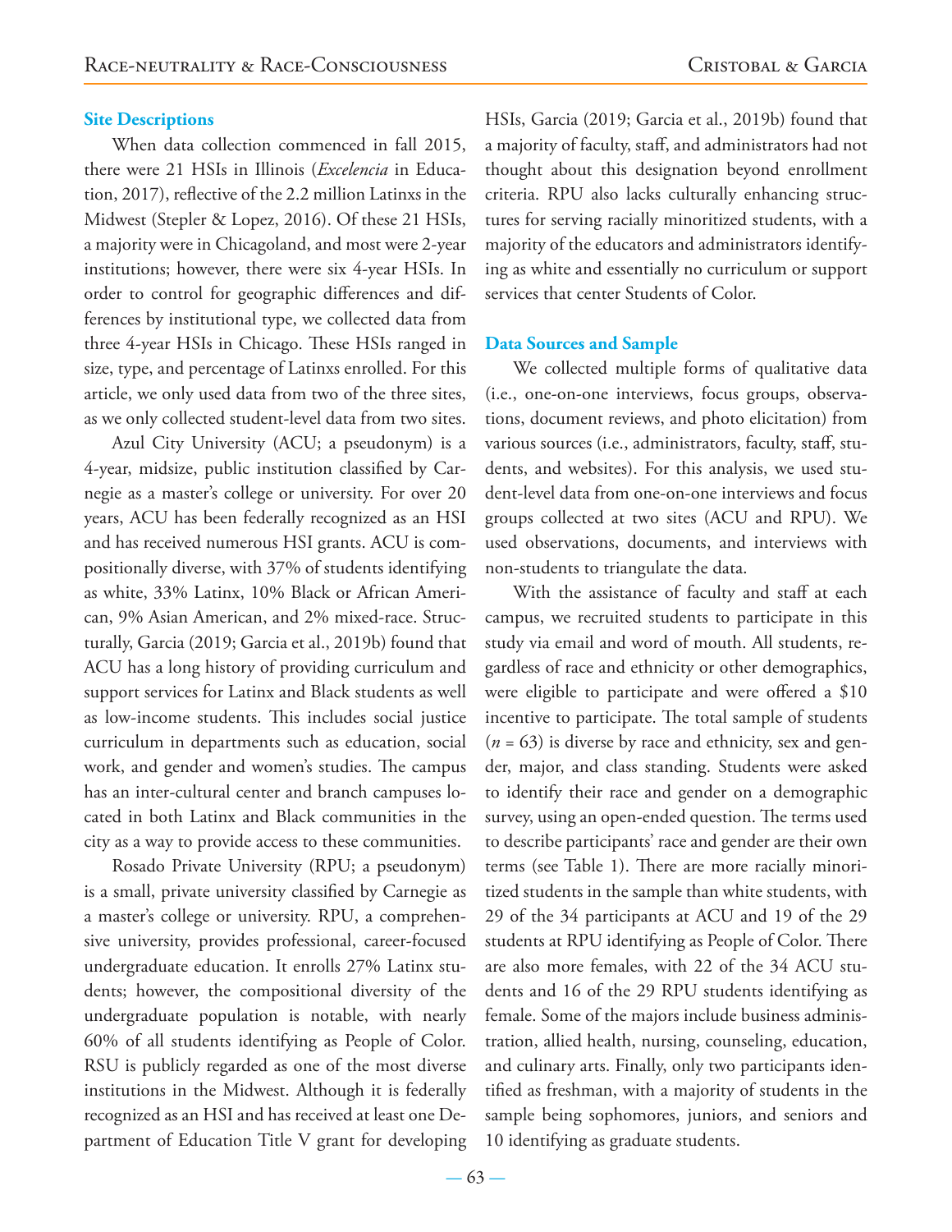### Site Descriptions

When data collection commenced in fall 2015, there were 21 HSIs in Illinois (*Excelencia* in Education, 2017), reflective of the 2.2 million Latinxs in the Midwest (Stepler & Lopez, 2016). Of these 21 HSIs, a majority were in Chicagoland, and most were 2-year institutions; however, there were six 4-year HSIs. In order to control for geographic differences and differences by institutional type, we collected data from three 4-year HSIs in Chicago. These HSIs ranged in size, type, and percentage of Latinxs enrolled. For this article, we only used data from two of the three sites, as we only collected student-level data from two sites.

Azul City University (ACU; a pseudonym) is a 4-year, midsize, public institution classified by Carnegie as a master's college or university. For over 20 years, ACU has been federally recognized as an HSI and has received numerous HSI grants. ACU is compositionally diverse, with 37% of students identifying as white, 33% Latinx, 10% Black or African American, 9% Asian American, and 2% mixed-race. Structurally, Garcia (2019; Garcia et al., 2019b) found that ACU has a long history of providing curriculum and support services for Latinx and Black students as well as low-income students. This includes social justice curriculum in departments such as education, social work, and gender and women's studies. The campus has an inter-cultural center and branch campuses located in both Latinx and Black communities in the city as a way to provide access to these communities.

Rosado Private University (RPU; a pseudonym) is a small, private university classified by Carnegie as a master's college or university. RPU, a comprehensive university, provides professional, career-focused undergraduate education. It enrolls 27% Latinx students; however, the compositional diversity of the undergraduate population is notable, with nearly 60% of all students identifying as People of Color. RSU is publicly regarded as one of the most diverse institutions in the Midwest. Although it is federally recognized as an HSI and has received at least one Department of Education Title V grant for developing HSIs, Garcia (2019; Garcia et al., 2019b) found that a majority of faculty, staff, and administrators had not thought about this designation beyond enrollment criteria. RPU also lacks culturally enhancing structures for serving racially minoritized students, with a majority of the educators and administrators identifying as white and essentially no curriculum or support services that center Students of Color.

### Data Sources and Sample

We collected multiple forms of qualitative data (i.e., one-on-one interviews, focus groups, observations, document reviews, and photo elicitation) from various sources (i.e., administrators, faculty, staff, students, and websites). For this analysis, we used student-level data from one-on-one interviews and focus groups collected at two sites (ACU and RPU). We used observations, documents, and interviews with non-students to triangulate the data.

With the assistance of faculty and staff at each campus, we recruited students to participate in this study via email and word of mouth. All students, regardless of race and ethnicity or other demographics, were eligible to participate and were offered a $10 incentive to participate. The total sample of students ($n$ = 63) is diverse by race and ethnicity, sex and gender, major, and class standing. Students were asked to identify their race and gender on a demographic survey, using an open-ended question. The terms used to describe participants' race and gender are their own terms (see Table 1). There are more racially minoritized students in the sample than white students, with 29 of the 34 participants at ACU and 19 of the 29 students at RPU identifying as People of Color. There are also more females, with 22 of the 34 ACU students and 16 of the 29 RPU students identifying as female. Some of the majors include business administration, allied health, nursing, counseling, education, and culinary arts. Finally, only two participants identified as freshman, with a majority of students in the sample being sophomores, juniors, and seniors and 10 identifying as graduate students.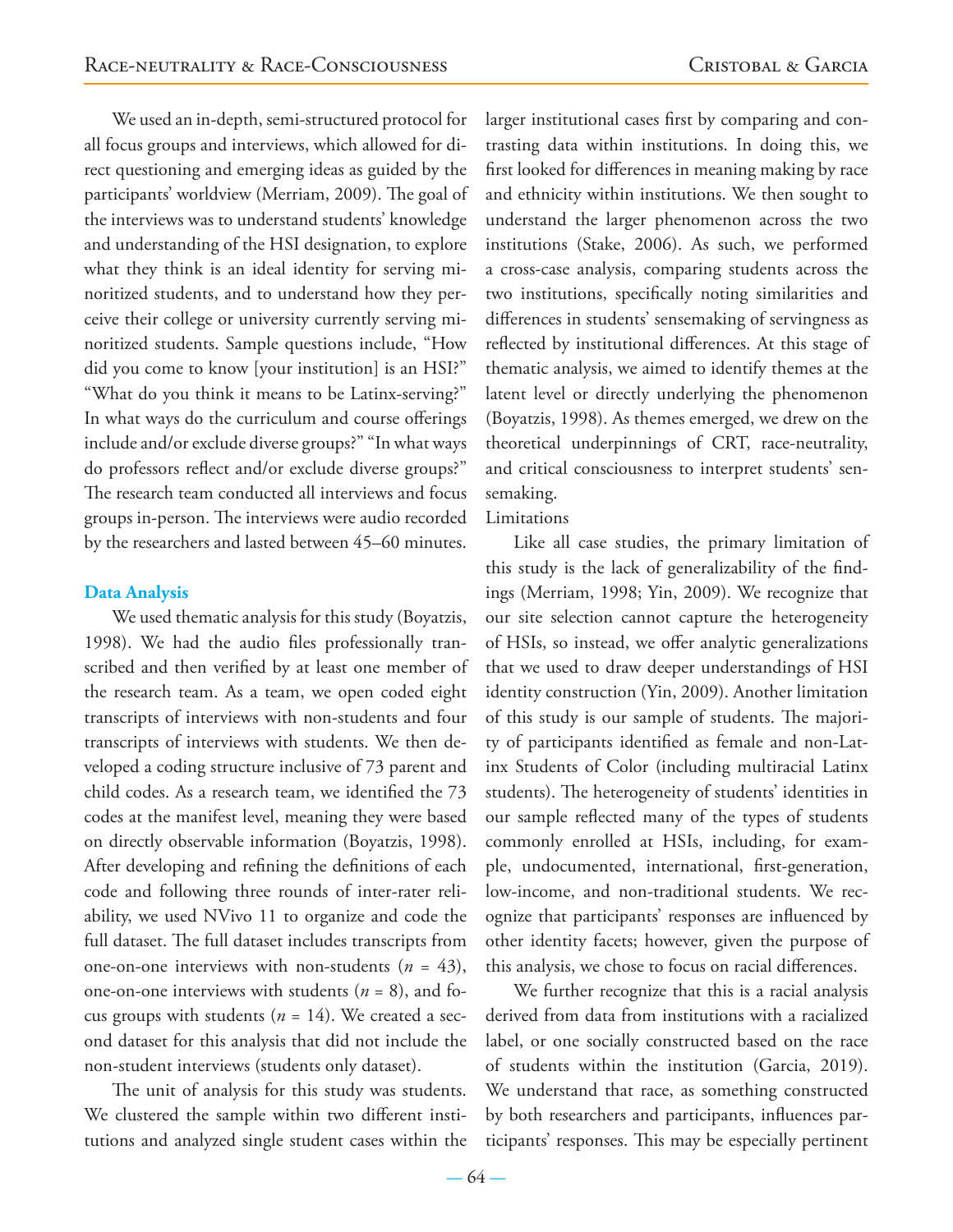We used an in-depth, semi-structured protocol for all focus groups and interviews, which allowed for direct questioning and emerging ideas as guided by the participants' worldview (Merriam, 2009). The goal of the interviews was to understand students' knowledge and understanding of the HSI designation, to explore what they think is an ideal identity for serving minoritized students, and to understand how they perceive their college or university currently serving minoritized students. Sample questions include, "How did you come to know [your institution] is an HSI?" "What do you think it means to be Latinx-serving?" In what ways do the curriculum and course offerings include and/or exclude diverse groups?" "In what ways do professors reflect and/or exclude diverse groups?" The research team conducted all interviews and focus groups in-person. The interviews were audio recorded by the researchers and lasted between 45–60 minutes.

## Data Analysis

We used thematic analysis for this study (Boyatzis, 1998). We had the audio files professionally transcribed and then verified by at least one member of the research team. As a team, we open coded eight transcripts of interviews with non-students and four transcripts of interviews with students. We then developed a coding structure inclusive of 73 parent and child codes. As a research team, we identified the 73 codes at the manifest level, meaning they were based on directly observable information (Boyatzis, 1998). After developing and refining the definitions of each code and following three rounds of inter-rater reliability, we used NVivo 11 to organize and code the full dataset. The full dataset includes transcripts from one-on-one interviews with non-students ($n$ = 43), one-on-one interviews with students ($n$ = 8), and focus groups with students ($n$ = 14). We created a second dataset for this analysis that did not include the non-student interviews (students only dataset).

The unit of analysis for this study was students. We clustered the sample within two different institutions and analyzed single student cases within the larger institutional cases first by comparing and contrasting data within institutions. In doing this, we first looked for differences in meaning making by race and ethnicity within institutions. We then sought to understand the larger phenomenon across the two institutions (Stake, 2006). As such, we performed a cross-case analysis, comparing students across the two institutions, specifically noting similarities and differences in students' sensemaking of servingness as reflected by institutional differences. At this stage of thematic analysis, we aimed to identify themes at the latent level or directly underlying the phenomenon (Boyatzis, 1998). As themes emerged, we drew on the theoretical underpinnings of CRT, race-neutrality, and critical consciousness to interpret students' sensemaking.

Limitations

Like all case studies, the primary limitation of this study is the lack of generalizability of the findings (Merriam, 1998; Yin, 2009). We recognize that our site selection cannot capture the heterogeneity of HSIs, so instead, we offer analytic generalizations that we used to draw deeper understandings of HSI identity construction (Yin, 2009). Another limitation of this study is our sample of students. The majority of participants identified as female and non-Latinx Students of Color (including multiracial Latinx students). The heterogeneity of students' identities in our sample reflected many of the types of students commonly enrolled at HSIs, including, for example, undocumented, international, first-generation, low-income, and non-traditional students. We recognize that participants' responses are influenced by other identity facets; however, given the purpose of this analysis, we chose to focus on racial differences.

We further recognize that this is a racial analysis derived from data from institutions with a racialized label, or one socially constructed based on the race of students within the institution (Garcia, 2019). We understand that race, as something constructed by both researchers and participants, influences participants' responses. This may be especially pertinent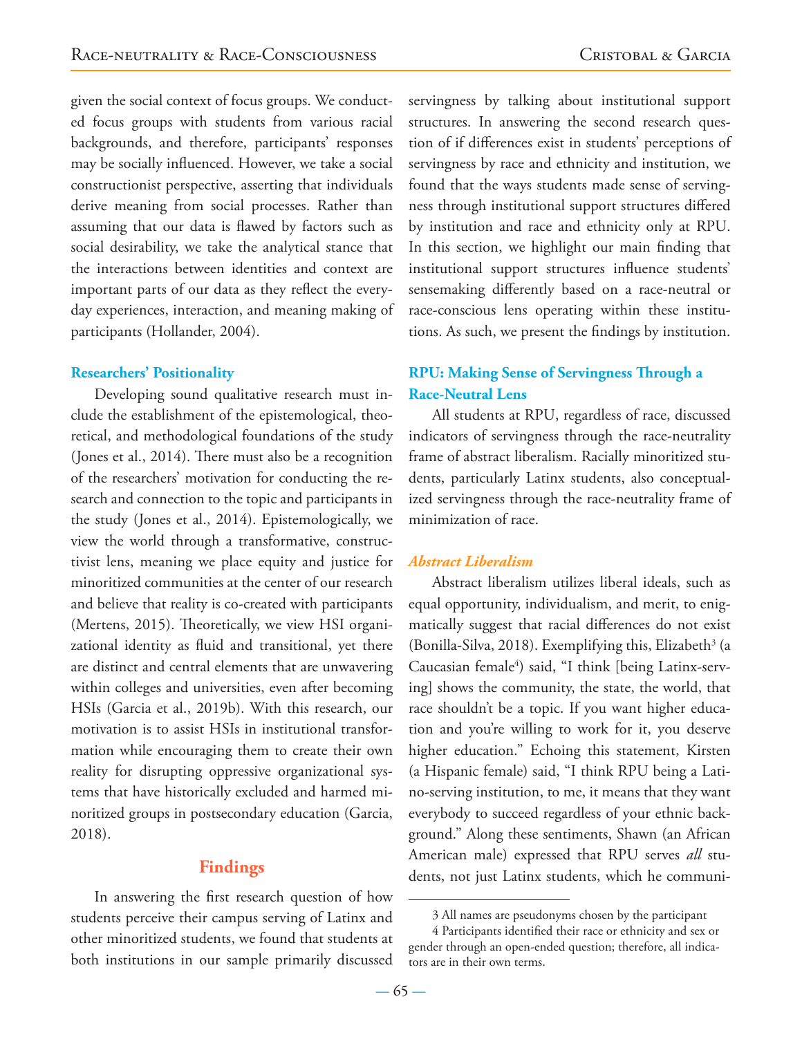given the social context of focus groups. We conducted focus groups with students from various racial backgrounds, and therefore, participants' responses may be socially influenced. However, we take a social constructionist perspective, asserting that individuals derive meaning from social processes. Rather than assuming that our data is flawed by factors such as social desirability, we take the analytical stance that the interactions between identities and context are important parts of our data as they reflect the everyday experiences, interaction, and meaning making of participants (Hollander, 2004).

### Researchers' Positionality

Developing sound qualitative research must include the establishment of the epistemological, theoretical, and methodological foundations of the study (Jones et al., 2014). There must also be a recognition of the researchers' motivation for conducting the research and connection to the topic and participants in the study (Jones et al., 2014). Epistemologically, we view the world through a transformative, constructivist lens, meaning we place equity and justice for minoritized communities at the center of our research and believe that reality is co-created with participants (Mertens, 2015). Theoretically, we view HSI organizational identity as fluid and transitional, yet there are distinct and central elements that are unwavering within colleges and universities, even after becoming HSIs (Garcia et al., 2019b). With this research, our motivation is to assist HSIs in institutional transformation while encouraging them to create their own reality for disrupting oppressive organizational systems that have historically excluded and harmed minoritized groups in postsecondary education (Garcia, 2018).

## Findings

In answering the first research question of how students perceive their campus serving of Latinx and other minoritized students, we found that students at both institutions in our sample primarily discussed servingness by talking about institutional support structures. In answering the second research question of if differences exist in students' perceptions of servingness by race and ethnicity and institution, we found that the ways students made sense of servingness through institutional support structures differed by institution and race and ethnicity only at RPU. In this section, we highlight our main finding that institutional support structures influence students' sensemaking differently based on a race-neutral or race-conscious lens operating within these institutions. As such, we present the findings by institution.

### RPU: Making Sense of Servingness Through a Race-Neutral Lens

All students at RPU, regardless of race, discussed indicators of servingness through the race-neutrality frame of abstract liberalism. Racially minoritized students, particularly Latinx students, also conceptualized servingness through the race-neutrality frame of minimization of race.

#### *Abstract Liberalism*

Abstract liberalism utilizes liberal ideals, such as equal opportunity, individualism, and merit, to enigmatically suggest that racial differences do not exist (Bonilla-Silva, 2018). Exemplifying this, Elizabeth[3] (a Caucasian female[4]) said, "I think [being Latinx-serving] shows the community, the state, the world, that race shouldn't be a topic. If you want higher education and you're willing to work for it, you deserve higher education." Echoing this statement, Kirsten (a Hispanic female) said, "I think RPU being a Latino-serving institution, to me, it means that they want everybody to succeed regardless of your ethnic background." Along these sentiments, Shawn (an African American male) expressed that RPU serves *all* students, not just Latinx students, which he communi-

---

3 All names are pseudonyms chosen by the participant

4 Participants identified their race or ethnicity and sex or gender through an open-ended question; therefore, all indicators are in their own terms.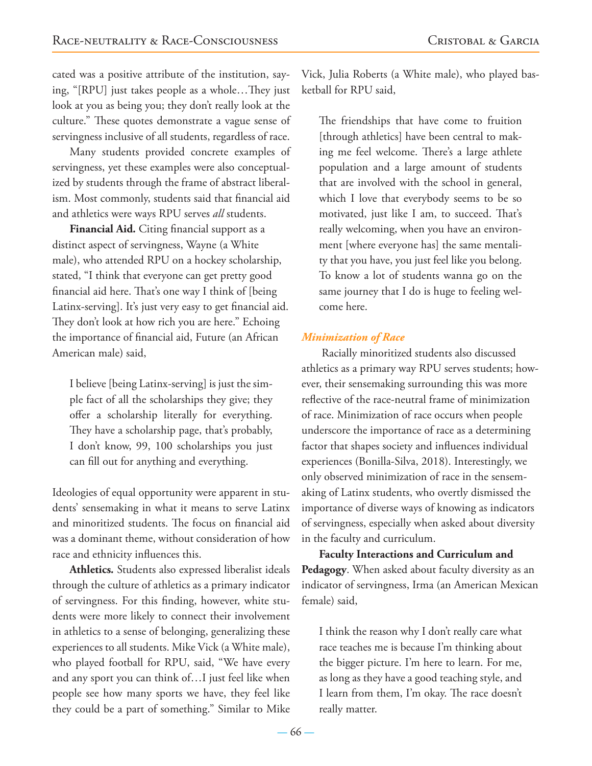cated was a positive attribute of the institution, saying, "[RPU] just takes people as a whole…They just look at you as being you; they don't really look at the culture." These quotes demonstrate a vague sense of servingness inclusive of all students, regardless of race.

Many students provided concrete examples of servingness, yet these examples were also conceptualized by students through the frame of abstract liberalism. Most commonly, students said that financial aid and athletics were ways RPU serves *all* students.

**Financial Aid.** Citing financial support as a distinct aspect of servingness, Wayne (a White male), who attended RPU on a hockey scholarship, stated, "I think that everyone can get pretty good financial aid here. That's one way I think of [being Latinx-serving]. It's just very easy to get financial aid. They don't look at how rich you are here." Echoing the importance of financial aid, Future (an African American male) said,

> I believe [being Latinx-serving] is just the simple fact of all the scholarships they give; they offer a scholarship literally for everything. They have a scholarship page, that's probably, I don't know, 99, 100 scholarships you just can fill out for anything and everything.

Ideologies of equal opportunity were apparent in students' sensemaking in what it means to serve Latinx and minoritized students. The focus on financial aid was a dominant theme, without consideration of how race and ethnicity influences this.

**Athletics.** Students also expressed liberalist ideals through the culture of athletics as a primary indicator of servingness. For this finding, however, white students were more likely to connect their involvement in athletics to a sense of belonging, generalizing these experiences to all students. Mike Vick (a White male), who played football for RPU, said, "We have every and any sport you can think of…I just feel like when people see how many sports we have, they feel like they could be a part of something." Similar to Mike Vick, Julia Roberts (a White male), who played basketball for RPU said,

> The friendships that have come to fruition [through athletics] have been central to making me feel welcome. There's a large athlete population and a large amount of students that are involved with the school in general, which I love that everybody seems to be so motivated, just like I am, to succeed. That's really welcoming, when you have an environment [where everyone has] the same mentality that you have, you just feel like you belong. To know a lot of students wanna go on the same journey that I do is huge to feeling welcome here.

### *Minimization of Race*

Racially minoritized students also discussed athletics as a primary way RPU serves students; however, their sensemaking surrounding this was more reflective of the race-neutral frame of minimization of race. Minimization of race occurs when people underscore the importance of race as a determining factor that shapes society and influences individual experiences (Bonilla-Silva, 2018). Interestingly, we only observed minimization of race in the sensemaking of Latinx students, who overtly dismissed the importance of diverse ways of knowing as indicators of servingness, especially when asked about diversity in the faculty and curriculum.

**Faculty Interactions and Curriculum and Pedagogy**. When asked about faculty diversity as an indicator of servingness, Irma (an American Mexican female) said,

> I think the reason why I don't really care what race teaches me is because I'm thinking about the bigger picture. I'm here to learn. For me, as long as they have a good teaching style, and I learn from them, I'm okay. The race doesn't really matter.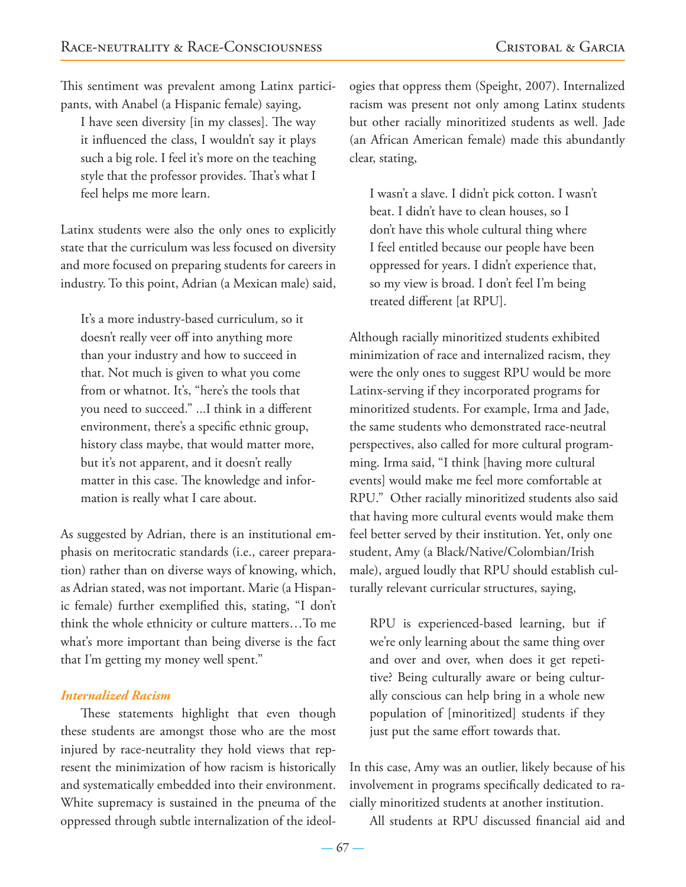This sentiment was prevalent among Latinx participants, with Anabel (a Hispanic female) saying,

> I have seen diversity [in my classes]. The way it influenced the class, I wouldn't say it plays such a big role. I feel it's more on the teaching style that the professor provides. That's what I feel helps me more learn.

Latinx students were also the only ones to explicitly state that the curriculum was less focused on diversity and more focused on preparing students for careers in industry. To this point, Adrian (a Mexican male) said,

> It's a more industry-based curriculum, so it doesn't really veer off into anything more than your industry and how to succeed in that. Not much is given to what you come from or whatnot. It's, "here's the tools that you need to succeed." ...I think in a different environment, there's a specific ethnic group, history class maybe, that would matter more, but it's not apparent, and it doesn't really matter in this case. The knowledge and information is really what I care about.

As suggested by Adrian, there is an institutional emphasis on meritocratic standards (i.e., career preparation) rather than on diverse ways of knowing, which, as Adrian stated, was not important. Marie (a Hispanic female) further exemplified this, stating, "I don't think the whole ethnicity or culture matters…To me what's more important than being diverse is the fact that I'm getting my money well spent."

### *Internalized Racism*

These statements highlight that even though these students are amongst those who are the most injured by race-neutrality they hold views that represent the minimization of how racism is historically and systematically embedded into their environment. White supremacy is sustained in the pneuma of the oppressed through subtle internalization of the ideologies that oppress them (Speight, 2007). Internalized racism was present not only among Latinx students but other racially minoritized students as well. Jade (an African American female) made this abundantly clear, stating,

> I wasn't a slave. I didn't pick cotton. I wasn't beat. I didn't have to clean houses, so I don't have this whole cultural thing where I feel entitled because our people have been oppressed for years. I didn't experience that, so my view is broad. I don't feel I'm being treated different [at RPU].

Although racially minoritized students exhibited minimization of race and internalized racism, they were the only ones to suggest RPU would be more Latinx-serving if they incorporated programs for minoritized students. For example, Irma and Jade, the same students who demonstrated race-neutral perspectives, also called for more cultural programming. Irma said, "I think [having more cultural events] would make me feel more comfortable at RPU." Other racially minoritized students also said that having more cultural events would make them feel better served by their institution. Yet, only one student, Amy (a Black/Native/Colombian/Irish male), argued loudly that RPU should establish culturally relevant curricular structures, saying,

> RPU is experienced-based learning, but if we're only learning about the same thing over and over and over, when does it get repetitive? Being culturally aware or being culturally conscious can help bring in a whole new population of [minoritized] students if they just put the same effort towards that.

In this case, Amy was an outlier, likely because of his involvement in programs specifically dedicated to racially minoritized students at another institution.

All students at RPU discussed financial aid and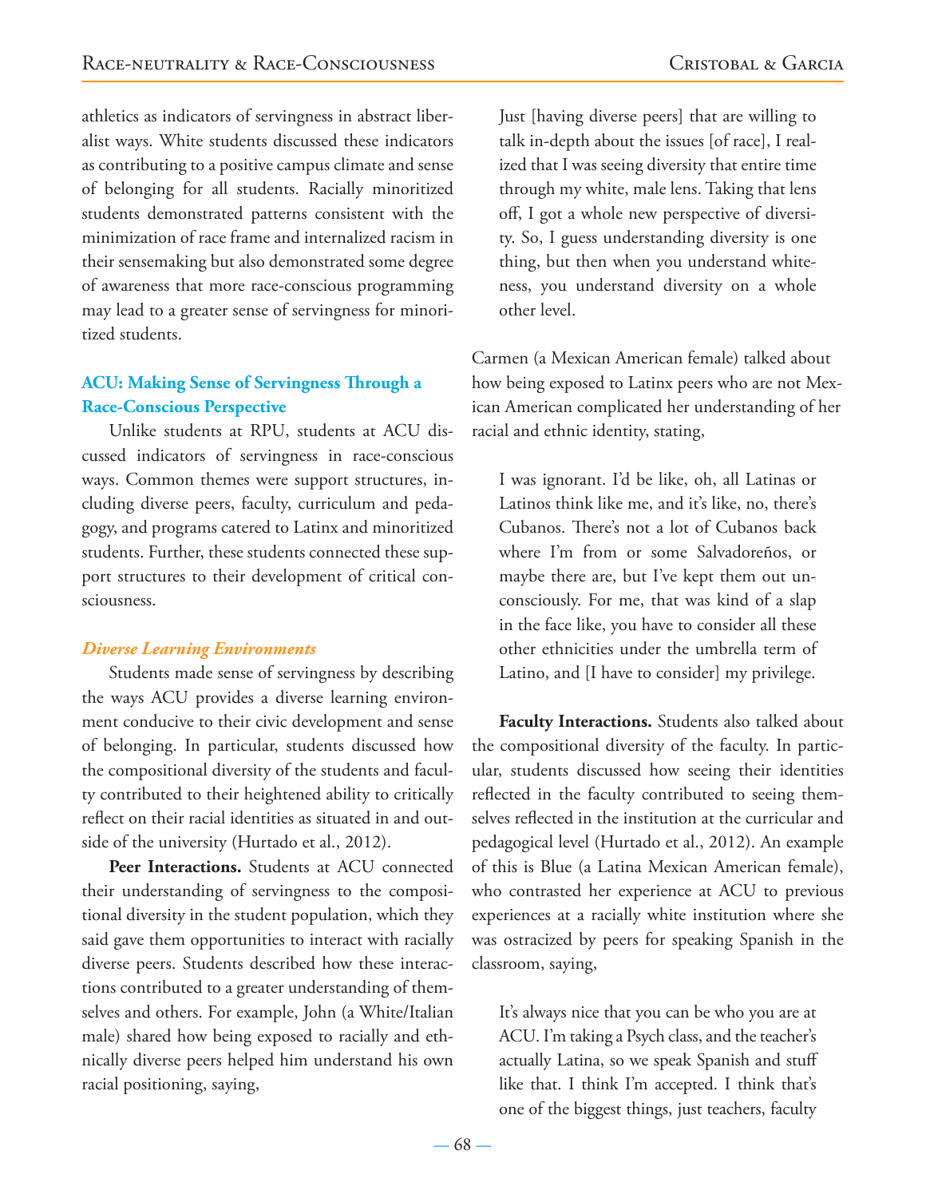athletics as indicators of servingness in abstract liberalist ways. White students discussed these indicators as contributing to a positive campus climate and sense of belonging for all students. Racially minoritized students demonstrated patterns consistent with the minimization of race frame and internalized racism in their sensemaking but also demonstrated some degree of awareness that more race-conscious programming may lead to a greater sense of servingness for minoritized students.

### ACU: Making Sense of Servingness Through a Race-Conscious Perspective

Unlike students at RPU, students at ACU discussed indicators of servingness in race-conscious ways. Common themes were support structures, including diverse peers, faculty, curriculum and pedagogy, and programs catered to Latinx and minoritized students. Further, these students connected these support structures to their development of critical consciousness.

#### *Diverse Learning Environments*

Students made sense of servingness by describing the ways ACU provides a diverse learning environment conducive to their civic development and sense of belonging. In particular, students discussed how the compositional diversity of the students and faculty contributed to their heightened ability to critically reflect on their racial identities as situated in and outside of the university (Hurtado et al., 2012).

**Peer Interactions.** Students at ACU connected their understanding of servingness to the compositional diversity in the student population, which they said gave them opportunities to interact with racially diverse peers. Students described how these interactions contributed to a greater understanding of themselves and others. For example, John (a White/Italian male) shared how being exposed to racially and ethnically diverse peers helped him understand his own racial positioning, saying,

> Just [having diverse peers] that are willing to talk in-depth about the issues [of race], I realized that I was seeing diversity that entire time through my white, male lens. Taking that lens off, I got a whole new perspective of diversity. So, I guess understanding diversity is one thing, but then when you understand whiteness, you understand diversity on a whole other level.

Carmen (a Mexican American female) talked about how being exposed to Latinx peers who are not Mexican American complicated her understanding of her racial and ethnic identity, stating,

> I was ignorant. I'd be like, oh, all Latinas or Latinos think like me, and it's like, no, there's Cubanos. There's not a lot of Cubanos back where I'm from or some Salvadoreños, or maybe there are, but I've kept them out unconsciously. For me, that was kind of a slap in the face like, you have to consider all these other ethnicities under the umbrella term of Latino, and [I have to consider] my privilege.

**Faculty Interactions.** Students also talked about the compositional diversity of the faculty. In particular, students discussed how seeing their identities reflected in the faculty contributed to seeing themselves reflected in the institution at the curricular and pedagogical level (Hurtado et al., 2012). An example of this is Blue (a Latina Mexican American female), who contrasted her experience at ACU to previous experiences at a racially white institution where she was ostracized by peers for speaking Spanish in the classroom, saying,

> It's always nice that you can be who you are at ACU. I'm taking a Psych class, and the teacher's actually Latina, so we speak Spanish and stuff like that. I think I'm accepted. I think that's one of the biggest things, just teachers, faculty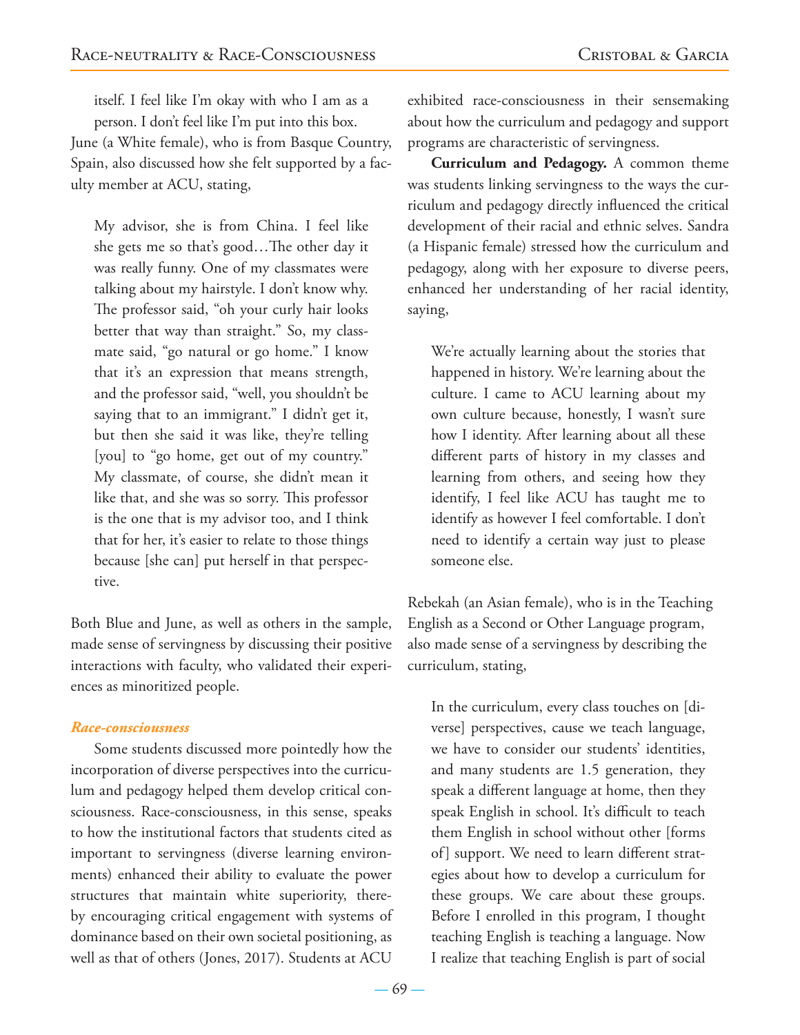itself. I feel like I'm okay with who I am as a person. I don't feel like I'm put into this box.

June (a White female), who is from Basque Country, Spain, also discussed how she felt supported by a faculty member at ACU, stating,

> My advisor, she is from China. I feel like she gets me so that's good…The other day it was really funny. One of my classmates were talking about my hairstyle. I don't know why. The professor said, "oh your curly hair looks better that way than straight." So, my classmate said, "go natural or go home." I know that it's an expression that means strength, and the professor said, "well, you shouldn't be saying that to an immigrant." I didn't get it, but then she said it was like, they're telling [you] to "go home, get out of my country." My classmate, of course, she didn't mean it like that, and she was so sorry. This professor is the one that is my advisor too, and I think that for her, it's easier to relate to those things because [she can] put herself in that perspective.

Both Blue and June, as well as others in the sample, made sense of servingness by discussing their positive interactions with faculty, who validated their experiences as minoritized people.

### *Race-consciousness*

Some students discussed more pointedly how the incorporation of diverse perspectives into the curriculum and pedagogy helped them develop critical consciousness. Race-consciousness, in this sense, speaks to how the institutional factors that students cited as important to servingness (diverse learning environments) enhanced their ability to evaluate the power structures that maintain white superiority, thereby encouraging critical engagement with systems of dominance based on their own societal positioning, as well as that of others (Jones, 2017). Students at ACU exhibited race-consciousness in their sensemaking about how the curriculum and pedagogy and support programs are characteristic of servingness.

**Curriculum and Pedagogy.** A common theme was students linking servingness to the ways the curriculum and pedagogy directly influenced the critical development of their racial and ethnic selves. Sandra (a Hispanic female) stressed how the curriculum and pedagogy, along with her exposure to diverse peers, enhanced her understanding of her racial identity, saying,

> We're actually learning about the stories that happened in history. We're learning about the culture. I came to ACU learning about my own culture because, honestly, I wasn't sure how I identity. After learning about all these different parts of history in my classes and learning from others, and seeing how they identify, I feel like ACU has taught me to identify as however I feel comfortable. I don't need to identify a certain way just to please someone else.

Rebekah (an Asian female), who is in the Teaching English as a Second or Other Language program, also made sense of a servingness by describing the curriculum, stating,

> In the curriculum, every class touches on [diverse] perspectives, cause we teach language, we have to consider our students' identities, and many students are 1.5 generation, they speak a different language at home, then they speak English in school. It's difficult to teach them English in school without other [forms of] support. We need to learn different strategies about how to develop a curriculum for these groups. We care about these groups. Before I enrolled in this program, I thought teaching English is teaching a language. Now I realize that teaching English is part of social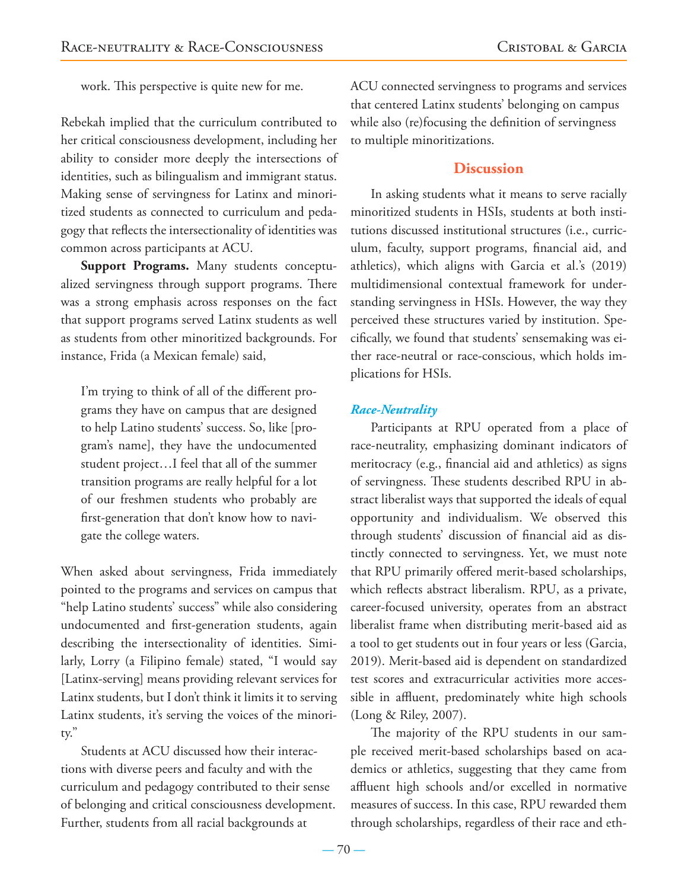work. This perspective is quite new for me.

Rebekah implied that the curriculum contributed to her critical consciousness development, including her ability to consider more deeply the intersections of identities, such as bilingualism and immigrant status. Making sense of servingness for Latinx and minoritized students as connected to curriculum and pedagogy that reflects the intersectionality of identities was common across participants at ACU.

**Support Programs.** Many students conceptualized servingness through support programs. There was a strong emphasis across responses on the fact that support programs served Latinx students as well as students from other minoritized backgrounds. For instance, Frida (a Mexican female) said,

> I'm trying to think of all of the different programs they have on campus that are designed to help Latino students' success. So, like [program's name], they have the undocumented student project…I feel that all of the summer transition programs are really helpful for a lot of our freshmen students who probably are first-generation that don't know how to navigate the college waters.

When asked about servingness, Frida immediately pointed to the programs and services on campus that "help Latino students' success" while also considering undocumented and first-generation students, again describing the intersectionality of identities. Similarly, Lorry (a Filipino female) stated, "I would say [Latinx-serving] means providing relevant services for Latinx students, but I don't think it limits it to serving Latinx students, it's serving the voices of the minority."

Students at ACU discussed how their interactions with diverse peers and faculty and with the curriculum and pedagogy contributed to their sense of belonging and critical consciousness development. Further, students from all racial backgrounds at ACU connected servingness to programs and services that centered Latinx students' belonging on campus while also (re)focusing the definition of servingness to multiple minoritizations.

## Discussion

In asking students what it means to serve racially minoritized students in HSIs, students at both institutions discussed institutional structures (i.e., curriculum, faculty, support programs, financial aid, and athletics), which aligns with Garcia et al.'s (2019) multidimensional contextual framework for understanding servingness in HSIs. However, the way they perceived these structures varied by institution. Specifically, we found that students' sensemaking was either race-neutral or race-conscious, which holds implications for HSIs.

### *Race-Neutrality*

Participants at RPU operated from a place of race-neutrality, emphasizing dominant indicators of meritocracy (e.g., financial aid and athletics) as signs of servingness. These students described RPU in abstract liberalist ways that supported the ideals of equal opportunity and individualism. We observed this through students' discussion of financial aid as distinctly connected to servingness. Yet, we must note that RPU primarily offered merit-based scholarships, which reflects abstract liberalism. RPU, as a private, career-focused university, operates from an abstract liberalist frame when distributing merit-based aid as a tool to get students out in four years or less (Garcia, 2019). Merit-based aid is dependent on standardized test scores and extracurricular activities more accessible in affluent, predominately white high schools (Long & Riley, 2007).

The majority of the RPU students in our sample received merit-based scholarships based on academics or athletics, suggesting that they came from affluent high schools and/or excelled in normative measures of success. In this case, RPU rewarded them through scholarships, regardless of their race and eth-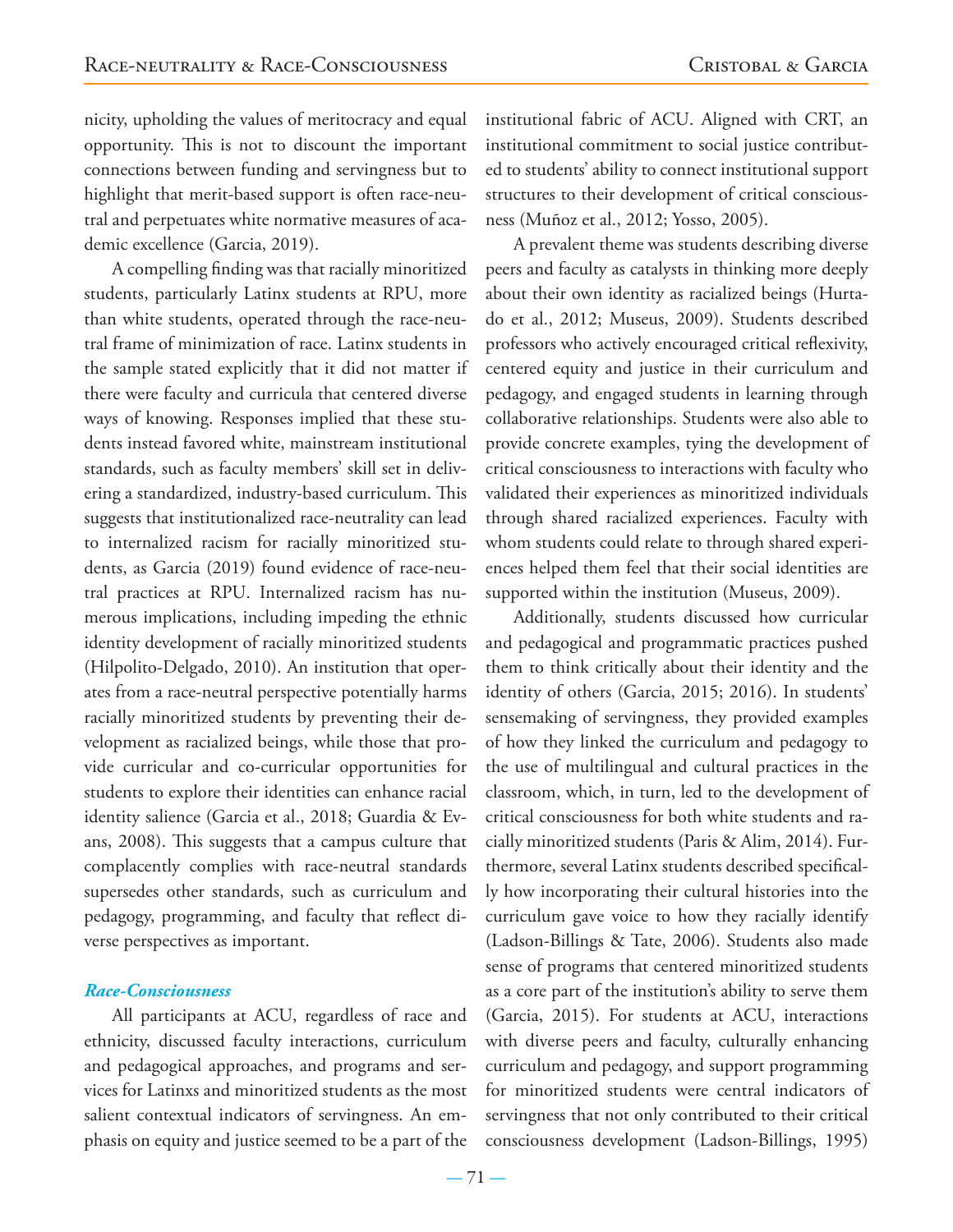nicity, upholding the values of meritocracy and equal opportunity. This is not to discount the important connections between funding and servingness but to highlight that merit-based support is often race-neutral and perpetuates white normative measures of academic excellence (Garcia, 2019).

A compelling finding was that racially minoritized students, particularly Latinx students at RPU, more than white students, operated through the race-neutral frame of minimization of race. Latinx students in the sample stated explicitly that it did not matter if there were faculty and curricula that centered diverse ways of knowing. Responses implied that these students instead favored white, mainstream institutional standards, such as faculty members' skill set in delivering a standardized, industry-based curriculum. This suggests that institutionalized race-neutrality can lead to internalized racism for racially minoritized students, as Garcia (2019) found evidence of race-neutral practices at RPU. Internalized racism has numerous implications, including impeding the ethnic identity development of racially minoritized students (Hilpolito-Delgado, 2010). An institution that operates from a race-neutral perspective potentially harms racially minoritized students by preventing their development as racialized beings, while those that provide curricular and co-curricular opportunities for students to explore their identities can enhance racial identity salience (Garcia et al., 2018; Guardia & Evans, 2008). This suggests that a campus culture that complacently complies with race-neutral standards supersedes other standards, such as curriculum and pedagogy, programming, and faculty that reflect diverse perspectives as important.

### *Race-Consciousness*

All participants at ACU, regardless of race and ethnicity, discussed faculty interactions, curriculum and pedagogical approaches, and programs and services for Latinxs and minoritized students as the most salient contextual indicators of servingness. An emphasis on equity and justice seemed to be a part of the institutional fabric of ACU. Aligned with CRT, an institutional commitment to social justice contributed to students' ability to connect institutional support structures to their development of critical consciousness (Muñoz et al., 2012; Yosso, 2005).

A prevalent theme was students describing diverse peers and faculty as catalysts in thinking more deeply about their own identity as racialized beings (Hurtado et al., 2012; Museus, 2009). Students described professors who actively encouraged critical reflexivity, centered equity and justice in their curriculum and pedagogy, and engaged students in learning through collaborative relationships. Students were also able to provide concrete examples, tying the development of critical consciousness to interactions with faculty who validated their experiences as minoritized individuals through shared racialized experiences. Faculty with whom students could relate to through shared experiences helped them feel that their social identities are supported within the institution (Museus, 2009).

Additionally, students discussed how curricular and pedagogical and programmatic practices pushed them to think critically about their identity and the identity of others (Garcia, 2015; 2016). In students' sensemaking of servingness, they provided examples of how they linked the curriculum and pedagogy to the use of multilingual and cultural practices in the classroom, which, in turn, led to the development of critical consciousness for both white students and racially minoritized students (Paris & Alim, 2014). Furthermore, several Latinx students described specifically how incorporating their cultural histories into the curriculum gave voice to how they racially identify (Ladson-Billings & Tate, 2006). Students also made sense of programs that centered minoritized students as a core part of the institution's ability to serve them (Garcia, 2015). For students at ACU, interactions with diverse peers and faculty, culturally enhancing curriculum and pedagogy, and support programming for minoritized students were central indicators of servingness that not only contributed to their critical consciousness development (Ladson-Billings, 1995)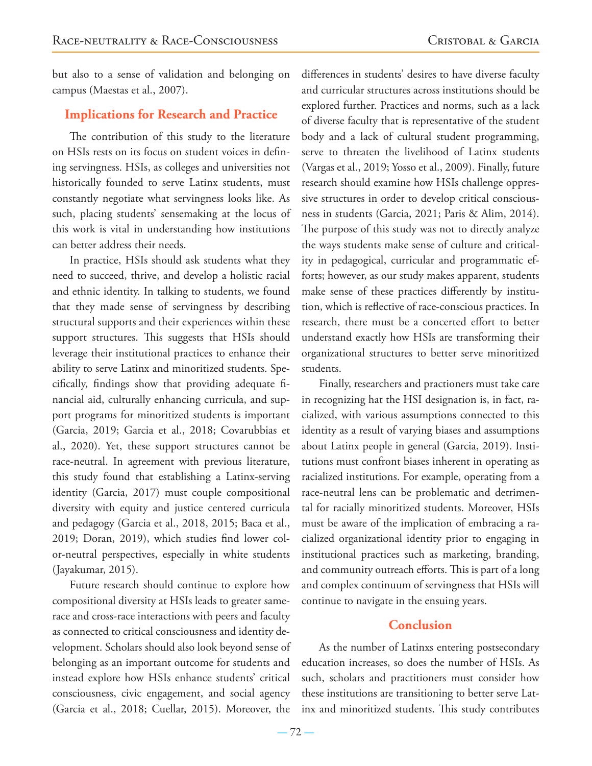but also to a sense of validation and belonging on campus (Maestas et al., 2007).

## Implications for Research and Practice

The contribution of this study to the literature on HSIs rests on its focus on student voices in defining servingness. HSIs, as colleges and universities not historically founded to serve Latinx students, must constantly negotiate what servingness looks like. As such, placing students' sensemaking at the locus of this work is vital in understanding how institutions can better address their needs.

In practice, HSIs should ask students what they need to succeed, thrive, and develop a holistic racial and ethnic identity. In talking to students, we found that they made sense of servingness by describing structural supports and their experiences within these support structures. This suggests that HSIs should leverage their institutional practices to enhance their ability to serve Latinx and minoritized students. Specifically, findings show that providing adequate financial aid, culturally enhancing curricula, and support programs for minoritized students is important (Garcia, 2019; Garcia et al., 2018; Covarubbias et al., 2020). Yet, these support structures cannot be race-neutral. In agreement with previous literature, this study found that establishing a Latinx-serving identity (Garcia, 2017) must couple compositional diversity with equity and justice centered curricula and pedagogy (Garcia et al., 2018, 2015; Baca et al., 2019; Doran, 2019), which studies find lower color-neutral perspectives, especially in white students (Jayakumar, 2015).

Future research should continue to explore how compositional diversity at HSIs leads to greater same-race and cross-race interactions with peers and faculty as connected to critical consciousness and identity development. Scholars should also look beyond sense of belonging as an important outcome for students and instead explore how HSIs enhance students' critical consciousness, civic engagement, and social agency (Garcia et al., 2018; Cuellar, 2015). Moreover, the differences in students' desires to have diverse faculty and curricular structures across institutions should be explored further. Practices and norms, such as a lack of diverse faculty that is representative of the student body and a lack of cultural student programming, serve to threaten the livelihood of Latinx students (Vargas et al., 2019; Yosso et al., 2009). Finally, future research should examine how HSIs challenge oppressive structures in order to develop critical consciousness in students (Garcia, 2021; Paris & Alim, 2014). The purpose of this study was not to directly analyze the ways students make sense of culture and criticality in pedagogical, curricular and programmatic efforts; however, as our study makes apparent, students make sense of these practices differently by institution, which is reflective of race-conscious practices. In research, there must be a concerted effort to better understand exactly how HSIs are transforming their organizational structures to better serve minoritized students.

Finally, researchers and practioners must take care in recognizing hat the HSI designation is, in fact, racialized, with various assumptions connected to this identity as a result of varying biases and assumptions about Latinx people in general (Garcia, 2019). Institutions must confront biases inherent in operating as racialized institutions. For example, operating from a race-neutral lens can be problematic and detrimental for racially minoritized students. Moreover, HSIs must be aware of the implication of embracing a racialized organizational identity prior to engaging in institutional practices such as marketing, branding, and community outreach efforts. This is part of a long and complex continuum of servingness that HSIs will continue to navigate in the ensuing years.

## Conclusion

As the number of Latinxs entering postsecondary education increases, so does the number of HSIs. As such, scholars and practitioners must consider how these institutions are transitioning to better serve Latinx and minoritized students. This study contributes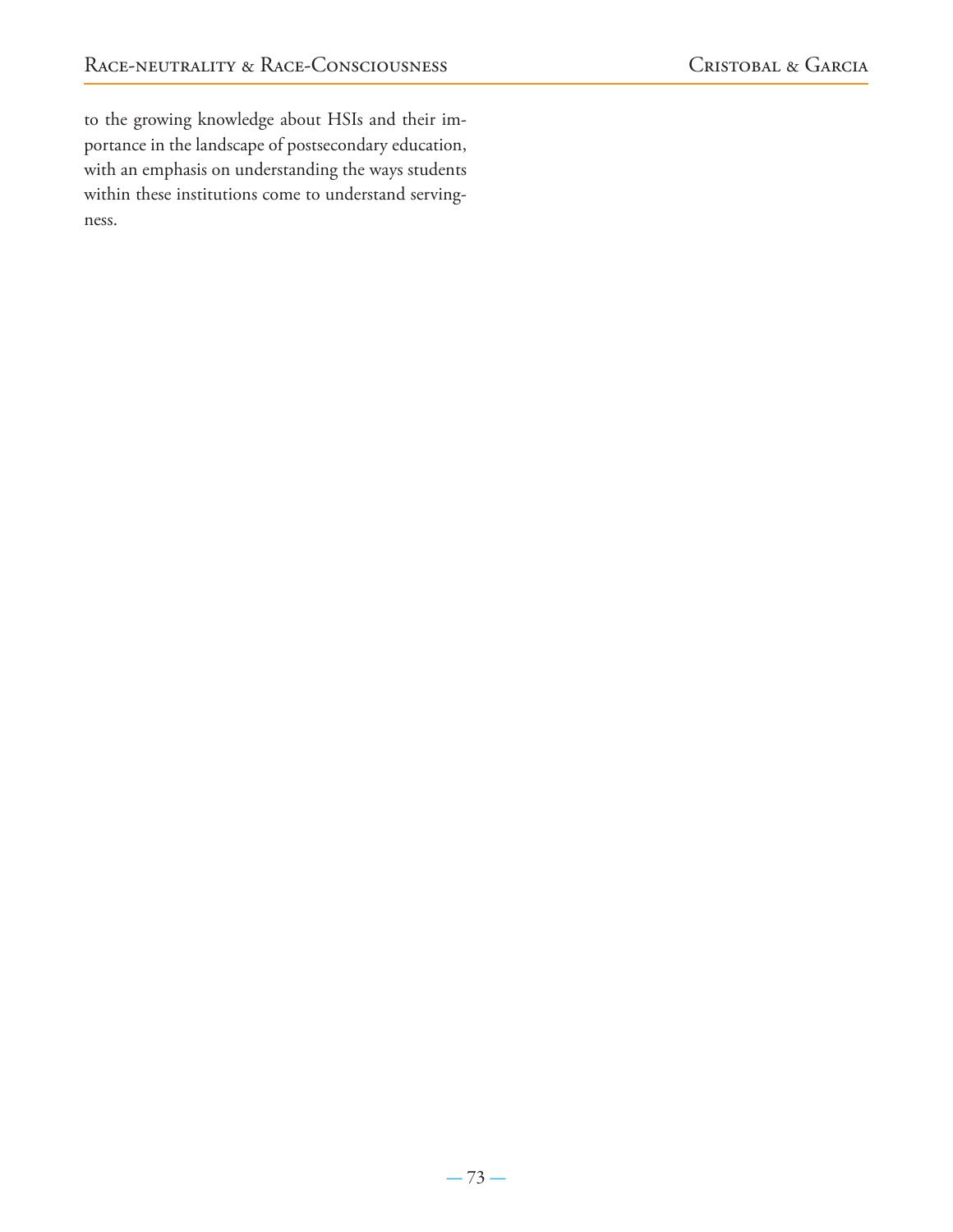to the growing knowledge about HSIs and their importance in the landscape of postsecondary education, with an emphasis on understanding the ways students within these institutions come to understand servingness.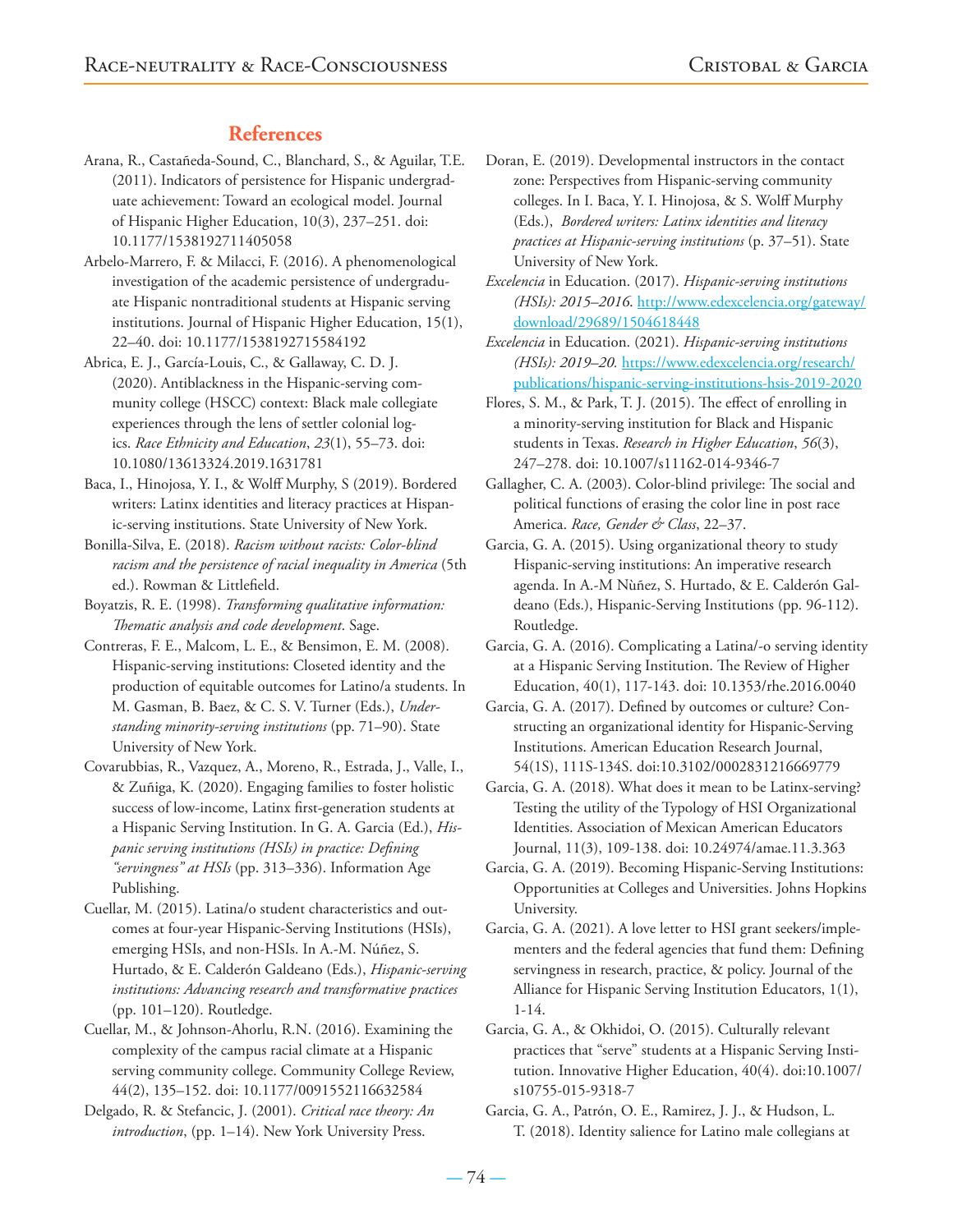## References

Arana, R., Castañeda-Sound, C., Blanchard, S., & Aguilar, T.E. (2011). Indicators of persistence for Hispanic undergraduate achievement: Toward an ecological model. Journal of Hispanic Higher Education, 10(3), 237–251. doi: 10.1177/1538192711405058

Arbelo-Marrero, F. & Milacci, F. (2016). A phenomenological investigation of the academic persistence of undergraduate Hispanic nontraditional students at Hispanic serving institutions. Journal of Hispanic Higher Education, 15(1), 22–40. doi: 10.1177/1538192715584192

Abrica, E. J., García-Louis, C., & Gallaway, C. D. J. (2020). Antiblackness in the Hispanic-serving community college (HSCC) context: Black male collegiate experiences through the lens of settler colonial logics. *Race Ethnicity and Education*, *23*(1), 55–73. doi: 10.1080/13613324.2019.1631781

Baca, I., Hinojosa, Y. I., & Wolff Murphy, S (2019). Bordered writers: Latinx identities and literacy practices at Hispanic-serving institutions. State University of New York.

Bonilla-Silva, E. (2018). *Racism without racists: Color-blind racism and the persistence of racial inequality in America* (5th ed.). Rowman & Littlefield.

Boyatzis, R. E. (1998). *Transforming qualitative information: Thematic analysis and code development*. Sage.

Contreras, F. E., Malcom, L. E., & Bensimon, E. M. (2008). Hispanic-serving institutions: Closeted identity and the production of equitable outcomes for Latino/a students. In M. Gasman, B. Baez, & C. S. V. Turner (Eds.), *Understanding minority-serving institutions* (pp. 71–90). State University of New York.

Covarubbias, R., Vazquez, A., Moreno, R., Estrada, J., Valle, I., & Zuñiga, K. (2020). Engaging families to foster holistic success of low-income, Latinx first-generation students at a Hispanic Serving Institution. In G. A. Garcia (Ed.), *Hispanic serving institutions (HSIs) in practice: Defining "servingness" at HSIs* (pp. 313–336). Information Age Publishing.

Cuellar, M. (2015). Latina/o student characteristics and outcomes at four-year Hispanic-Serving Institutions (HSIs), emerging HSIs, and non-HSIs. In A.-M. Núñez, S. Hurtado, & E. Calderón Galdeano (Eds.), *Hispanic-serving institutions: Advancing research and transformative practices* (pp. 101–120). Routledge.

Cuellar, M., & Johnson-Ahorlu, R.N. (2016). Examining the complexity of the campus racial climate at a Hispanic serving community college. Community College Review, 44(2), 135–152. doi: 10.1177/0091552116632584

Delgado, R. & Stefancic, J. (2001). *Critical race theory: An introduction*, (pp. 1–14). New York University Press.

Doran, E. (2019). Developmental instructors in the contact zone: Perspectives from Hispanic-serving community colleges. In I. Baca, Y. I. Hinojosa, & S. Wolff Murphy (Eds.), *Bordered writers: Latinx identities and literacy practices at Hispanic-serving institutions* (p. 37–51). State University of New York.

*Excelencia* in Education. (2017). *Hispanic-serving institutions (HSIs): 2015–2016.* http://www.edexcelencia.org/gateway/download/29689/1504618448

*Excelencia* in Education. (2021). *Hispanic-serving institutions (HSIs): 2019–20.* https://www.edexcelencia.org/research/publications/hispanic-serving-institutions-hsis-2019-2020

Flores, S. M., & Park, T. J. (2015). The effect of enrolling in a minority-serving institution for Black and Hispanic students in Texas. *Research in Higher Education*, *56*(3), 247–278. doi: 10.1007/s11162-014-9346-7

Gallagher, C. A. (2003). Color-blind privilege: The social and political functions of erasing the color line in post race America. *Race, Gender & Class*, 22–37.

Garcia, G. A. (2015). Using organizational theory to study Hispanic-serving institutions: An imperative research agenda. In A.-M Nùñez, S. Hurtado, & E. Calderón Galdeano (Eds.), Hispanic-Serving Institutions (pp. 96-112). Routledge.

Garcia, G. A. (2016). Complicating a Latina/-o serving identity at a Hispanic Serving Institution. The Review of Higher Education, 40(1), 117-143. doi: 10.1353/rhe.2016.0040

Garcia, G. A. (2017). Defined by outcomes or culture? Constructing an organizational identity for Hispanic-Serving Institutions. American Education Research Journal, 54(1S), 111S-134S. doi:10.3102/0002831216669779

Garcia, G. A. (2018). What does it mean to be Latinx-serving? Testing the utility of the Typology of HSI Organizational Identities. Association of Mexican American Educators Journal, 11(3), 109-138. doi: 10.24974/amae.11.3.363

Garcia, G. A. (2019). Becoming Hispanic-Serving Institutions: Opportunities at Colleges and Universities. Johns Hopkins University.

Garcia, G. A. (2021). A love letter to HSI grant seekers/implementers and the federal agencies that fund them: Defining servingness in research, practice, & policy. Journal of the Alliance for Hispanic Serving Institution Educators, 1(1), 1-14.

Garcia, G. A., & Okhidoi, O. (2015). Culturally relevant practices that "serve" students at a Hispanic Serving Institution. Innovative Higher Education, 40(4). doi:10.1007/s10755-015-9318-7

Garcia, G. A., Patrón, O. E., Ramirez, J. J., & Hudson, L. T. (2018). Identity salience for Latino male collegians at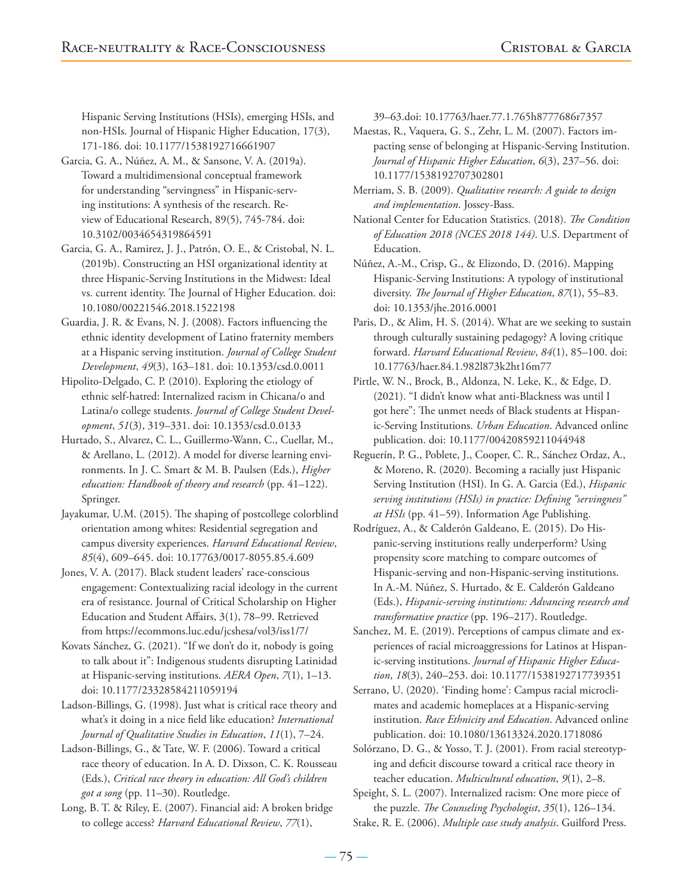Hispanic Serving Institutions (HSIs), emerging HSIs, and non-HSIs. Journal of Hispanic Higher Education, 17(3), 171-186. doi: 10.1177/1538192716661907

Garcia, G. A., Núñez, A. M., & Sansone, V. A. (2019a). Toward a multidimensional conceptual framework for understanding "servingness" in Hispanic-serving institutions: A synthesis of the research. Review of Educational Research, 89(5), 745-784. doi: 10.3102/0034654319864591

Garcia, G. A., Ramirez, J. J., Patrón, O. E., & Cristobal, N. L. (2019b). Constructing an HSI organizational identity at three Hispanic-Serving Institutions in the Midwest: Ideal vs. current identity. The Journal of Higher Education. doi: 10.1080/00221546.2018.1522198

Guardia, J. R. & Evans, N. J. (2008). Factors influencing the ethnic identity development of Latino fraternity members at a Hispanic serving institution. *Journal of College Student Development*, *49*(3), 163–181. doi: 10.1353/csd.0.0011

Hipolito-Delgado, C. P. (2010). Exploring the etiology of ethnic self-hatred: Internalized racism in Chicana/o and Latina/o college students. *Journal of College Student Development*, *51*(3), 319–331. doi: 10.1353/csd.0.0133

Hurtado, S., Alvarez, C. L., Guillermo-Wann, C., Cuellar, M., & Arellano, L. (2012). A model for diverse learning environments. In J. C. Smart & M. B. Paulsen (Eds.), *Higher education: Handbook of theory and research* (pp. 41–122). Springer.

Jayakumar, U.M. (2015). The shaping of postcollege colorblind orientation among whites: Residential segregation and campus diversity experiences. *Harvard Educational Review*, *85*(4), 609–645. doi: 10.17763/0017-8055.85.4.609

Jones, V. A. (2017). Black student leaders' race-conscious engagement: Contextualizing racial ideology in the current era of resistance. Journal of Critical Scholarship on Higher Education and Student Affairs, 3(1), 78–99. Retrieved from https://ecommons.luc.edu/jcshesa/vol3/iss1/7/

Kovats Sánchez, G. (2021). "If we don't do it, nobody is going to talk about it": Indigenous students disrupting Latinidad at Hispanic-serving institutions. *AERA Open*, *7*(1), 1–13. doi: 10.1177/23328584211059194

Ladson-Billings, G. (1998). Just what is critical race theory and what's it doing in a nice field like education? *International Journal of Qualitative Studies in Education*, *11*(1), 7–24.

Ladson-Billings, G., & Tate, W. F. (2006). Toward a critical race theory of education. In A. D. Dixson, C. K. Rousseau (Eds.), *Critical race theory in education: All God's children got a song* (pp. 11–30). Routledge.

Long, B. T. & Riley, E. (2007). Financial aid: A broken bridge to college access? *Harvard Educational Review*, *77*(1), 39–63.doi: 10.17763/haer.77.1.765h8777686r7357

Maestas, R., Vaquera, G. S., Zehr, L. M. (2007). Factors impacting sense of belonging at Hispanic-Serving Institution. *Journal of Hispanic Higher Education*, *6*(3), 237–56. doi: 10.1177/1538192707302801

Merriam, S. B. (2009). *Qualitative research: A guide to design and implementation*. Jossey-Bass.

National Center for Education Statistics. (2018). *The Condition of Education 2018 (NCES 2018 144)*. U.S. Department of Education.

Núñez, A.-M., Crisp, G., & Elizondo, D. (2016). Mapping Hispanic-Serving Institutions: A typology of institutional diversity. *The Journal of Higher Education*, *87*(1), 55–83. doi: 10.1353/jhe.2016.0001

Paris, D., & Alim, H. S. (2014). What are we seeking to sustain through culturally sustaining pedagogy? A loving critique forward. *Harvard Educational Review*, *84*(1), 85–100. doi: 10.17763/haer.84.1.982l873k2ht16m77

Pirtle, W. N., Brock, B., Aldonza, N. Leke, K., & Edge, D. (2021). "I didn't know what anti-Blackness was until I got here": The unmet needs of Black students at Hispanic-Serving Institutions. *Urban Education*. Advanced online publication. doi: 10.1177/00420859211044948

Reguerín, P. G., Poblete, J., Cooper, C. R., Sánchez Ordaz, A., & Moreno, R. (2020). Becoming a racially just Hispanic Serving Institution (HSI). In G. A. Garcia (Ed.), *Hispanic serving institutions (HSIs) in practice: Defining "servingness" at HSIs* (pp. 41–59). Information Age Publishing.

Rodríguez, A., & Calderón Galdeano, E. (2015). Do Hispanic-serving institutions really underperform? Using propensity score matching to compare outcomes of Hispanic-serving and non-Hispanic-serving institutions. In A.-M. Núñez, S. Hurtado, & E. Calderón Galdeano (Eds.), *Hispanic-serving institutions: Advancing research and transformative practice* (pp. 196–217). Routledge.

Sanchez, M. E. (2019). Perceptions of campus climate and experiences of racial microaggressions for Latinos at Hispanic-serving institutions. *Journal of Hispanic Higher Education*, *18*(3), 240–253. doi: 10.1177/1538192717739351

Serrano, U. (2020). 'Finding home': Campus racial microclimates and academic homeplaces at a Hispanic-serving institution. *Race Ethnicity and Education*. Advanced online publication. doi: 10.1080/13613324.2020.1718086

Solórzano, D. G., & Yosso, T. J. (2001). From racial stereotyping and deficit discourse toward a critical race theory in teacher education. *Multicultural education*, *9*(1), 2–8.

Speight, S. L. (2007). Internalized racism: One more piece of the puzzle. *The Counseling Psychologist*, *35*(1), 126–134.

Stake, R. E. (2006). *Multiple case study analysis*. Guilford Press.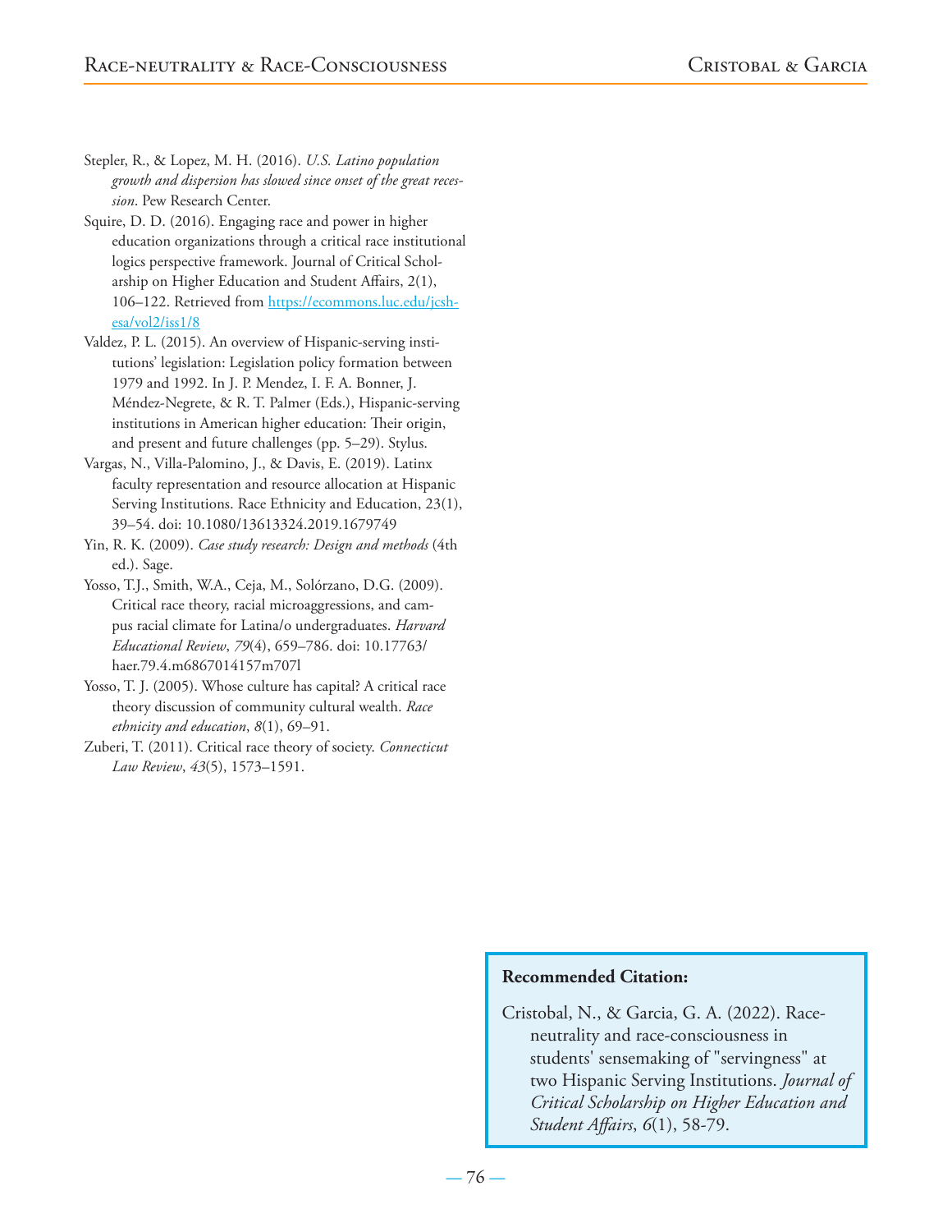Stepler, R., & Lopez, M. H. (2016). *U.S. Latino population growth and dispersion has slowed since onset of the great recession*. Pew Research Center.

Squire, D. D. (2016). Engaging race and power in higher education organizations through a critical race institutional logics perspective framework. Journal of Critical Scholarship on Higher Education and Student Affairs, 2(1), 106–122. Retrieved from https://ecommons.luc.edu/jcshesa/vol2/iss1/8

Valdez, P. L. (2015). An overview of Hispanic-serving institutions' legislation: Legislation policy formation between 1979 and 1992. In J. P. Mendez, I. F. A. Bonner, J. Méndez-Negrete, & R. T. Palmer (Eds.), Hispanic-serving institutions in American higher education: Their origin, and present and future challenges (pp. 5–29). Stylus.

Vargas, N., Villa-Palomino, J., & Davis, E. (2019). Latinx faculty representation and resource allocation at Hispanic Serving Institutions. Race Ethnicity and Education, 23(1), 39–54. doi: 10.1080/13613324.2019.1679749

Yin, R. K. (2009). *Case study research: Design and methods* (4th ed.). Sage.

Yosso, T.J., Smith, W.A., Ceja, M., Solórzano, D.G. (2009). Critical race theory, racial microaggressions, and campus racial climate for Latina/o undergraduates. *Harvard Educational Review*, *79*(4), 659–786. doi: 10.17763/haer.79.4.m6867014157m707l

Yosso, T. J. (2005). Whose culture has capital? A critical race theory discussion of community cultural wealth. *Race ethnicity and education*, *8*(1), 69–91.

Zuberi, T. (2011). Critical race theory of society. *Connecticut Law Review*, *43*(5), 1573–1591.

**Recommended Citation:**

Cristobal, N., & Garcia, G. A. (2022). Race-neutrality and race-consciousness in students' sensemaking of "servingness" at two Hispanic Serving Institutions. *Journal of Critical Scholarship on Higher Education and Student Affairs*, *6*(1), 58-79.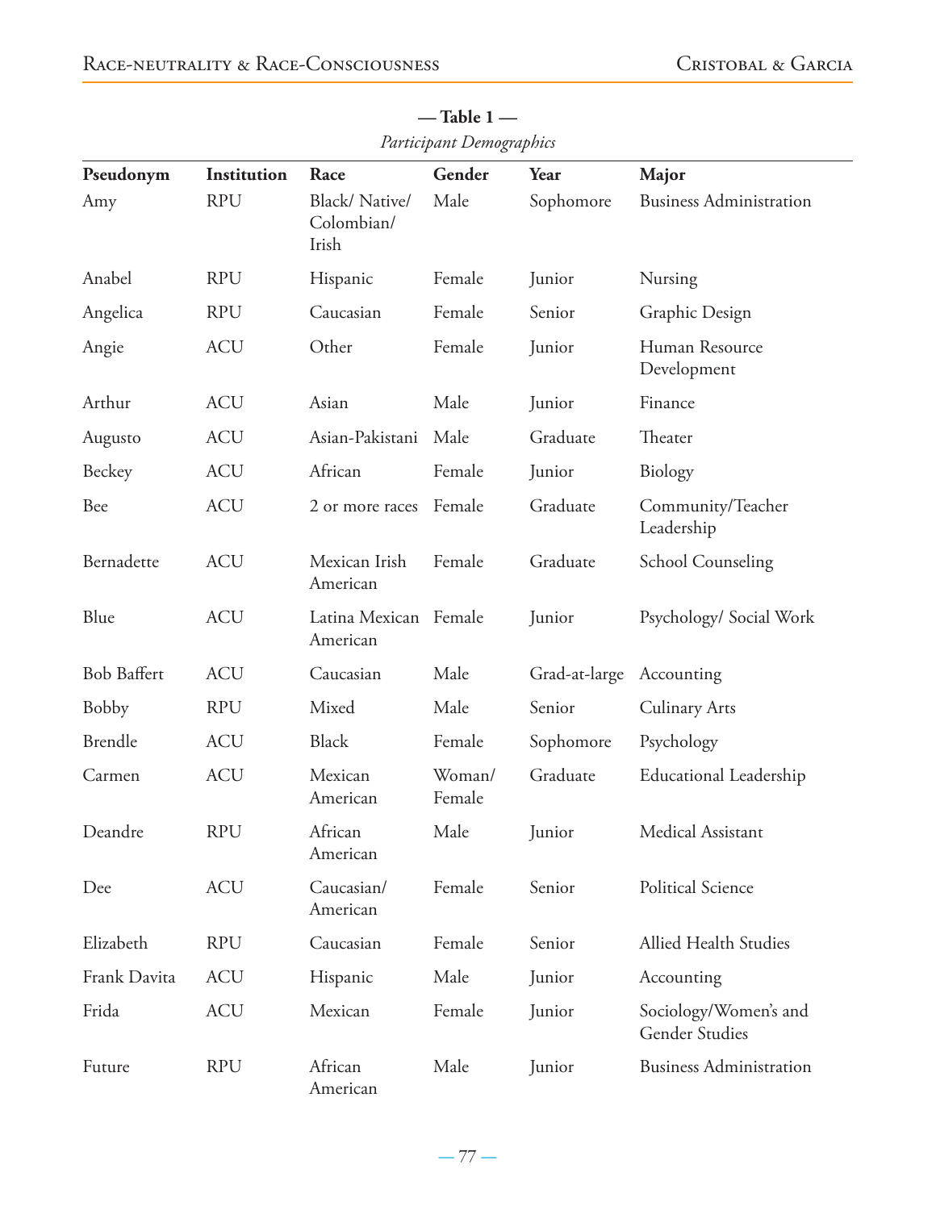**— Table 1 —**

*Participant Demographics*

| Pseudonym | Institution | Race | Gender | Year | Major |
|---|---|---|---|---|---|
| Amy | RPU | Black/ Native/ Colombian/ Irish | Male | Sophomore | Business Administration |
| Anabel | RPU | Hispanic | Female | Junior | Nursing |
| Angelica | RPU | Caucasian | Female | Senior | Graphic Design |
| Angie | ACU | Other | Female | Junior | Human Resource Development |
| Arthur | ACU | Asian | Male | Junior | Finance |
| Augusto | ACU | Asian-Pakistani | Male | Graduate | Theater |
| Beckey | ACU | African | Female | Junior | Biology |
| Bee | ACU | 2 or more races | Female | Graduate | Community/Teacher Leadership |
| Bernadette | ACU | Mexican Irish American | Female | Graduate | School Counseling |
| Blue | ACU | Latina Mexican American | Female | Junior | Psychology/ Social Work |
| Bob Baffert | ACU | Caucasian | Male | Grad-at-large | Accounting |
| Bobby | RPU | Mixed | Male | Senior | Culinary Arts |
| Brendle | ACU | Black | Female | Sophomore | Psychology |
| Carmen | ACU | Mexican American | Woman/ Female | Graduate | Educational Leadership |
| Deandre | RPU | African American | Male | Junior | Medical Assistant |
| Dee | ACU | Caucasian/ American | Female | Senior | Political Science |
| Elizabeth | RPU | Caucasian | Female | Senior | Allied Health Studies |
| Frank Davita | ACU | Hispanic | Male | Junior | Accounting |
| Frida | ACU | Mexican | Female | Junior | Sociology/Women's and Gender Studies |
| Future | RPU | African American | Male | Junior | Business Administration |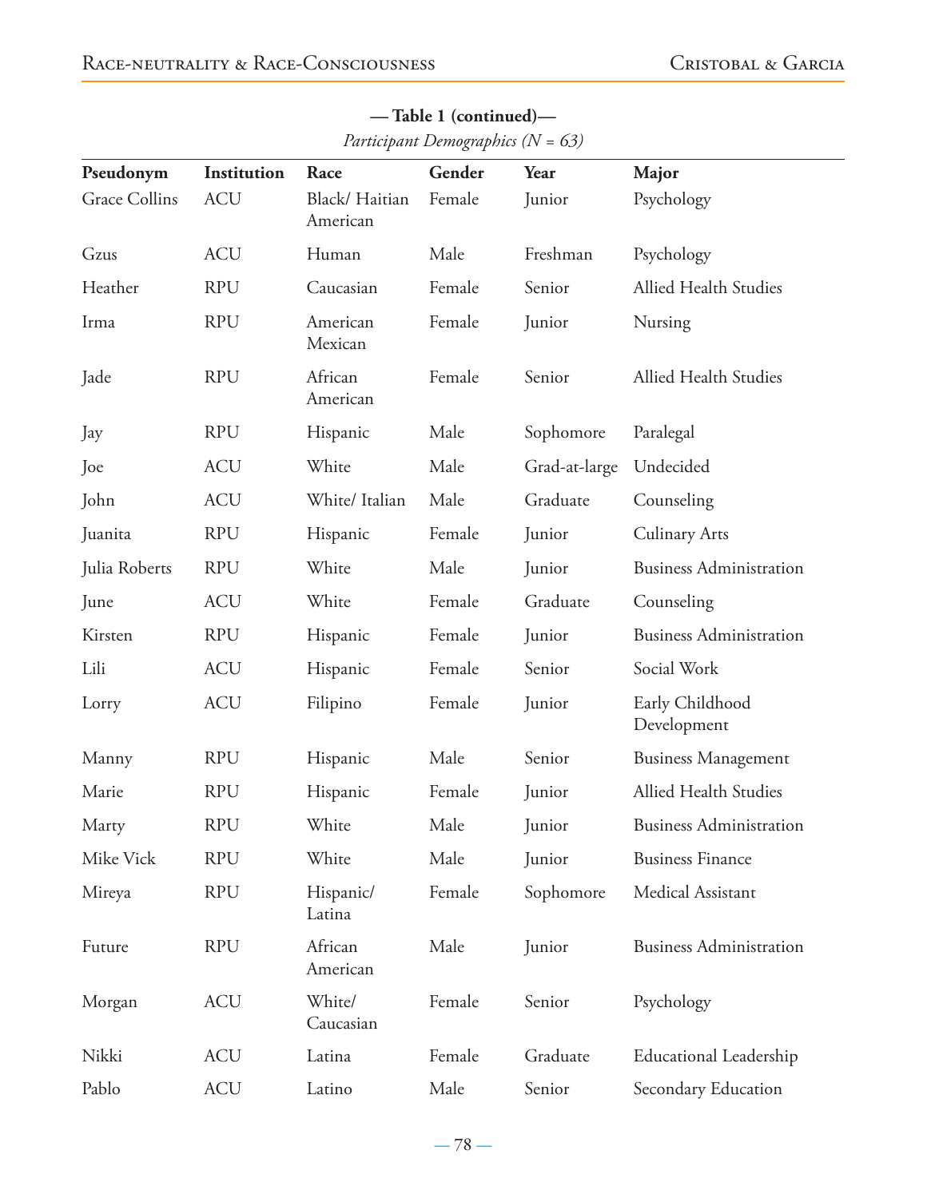**— Table 1 (continued)—**

*Participant Demographics (N = 63)*

| Pseudonym | Institution | Race | Gender | Year | Major |
|---|---|---|---|---|---|
| Grace Collins | ACU | Black/ Haitian American | Female | Junior | Psychology |
| Gzus | ACU | Human | Male | Freshman | Psychology |
| Heather | RPU | Caucasian | Female | Senior | Allied Health Studies |
| Irma | RPU | American Mexican | Female | Junior | Nursing |
| Jade | RPU | African American | Female | Senior | Allied Health Studies |
| Jay | RPU | Hispanic | Male | Sophomore | Paralegal |
| Joe | ACU | White | Male | Grad-at-large | Undecided |
| John | ACU | White/ Italian | Male | Graduate | Counseling |
| Juanita | RPU | Hispanic | Female | Junior | Culinary Arts |
| Julia Roberts | RPU | White | Male | Junior | Business Administration |
| June | ACU | White | Female | Graduate | Counseling |
| Kirsten | RPU | Hispanic | Female | Junior | Business Administration |
| Lili | ACU | Hispanic | Female | Senior | Social Work |
| Lorry | ACU | Filipino | Female | Junior | Early Childhood Development |
| Manny | RPU | Hispanic | Male | Senior | Business Management |
| Marie | RPU | Hispanic | Female | Junior | Allied Health Studies |
| Marty | RPU | White | Male | Junior | Business Administration |
| Mike Vick | RPU | White | Male | Junior | Business Finance |
| Mireya | RPU | Hispanic/ Latina | Female | Sophomore | Medical Assistant |
| Future | RPU | African American | Male | Junior | Business Administration |
| Morgan | ACU | White/ Caucasian | Female | Senior | Psychology |
| Nikki | ACU | Latina | Female | Graduate | Educational Leadership |
| Pablo | ACU | Latino | Male | Senior | Secondary Education |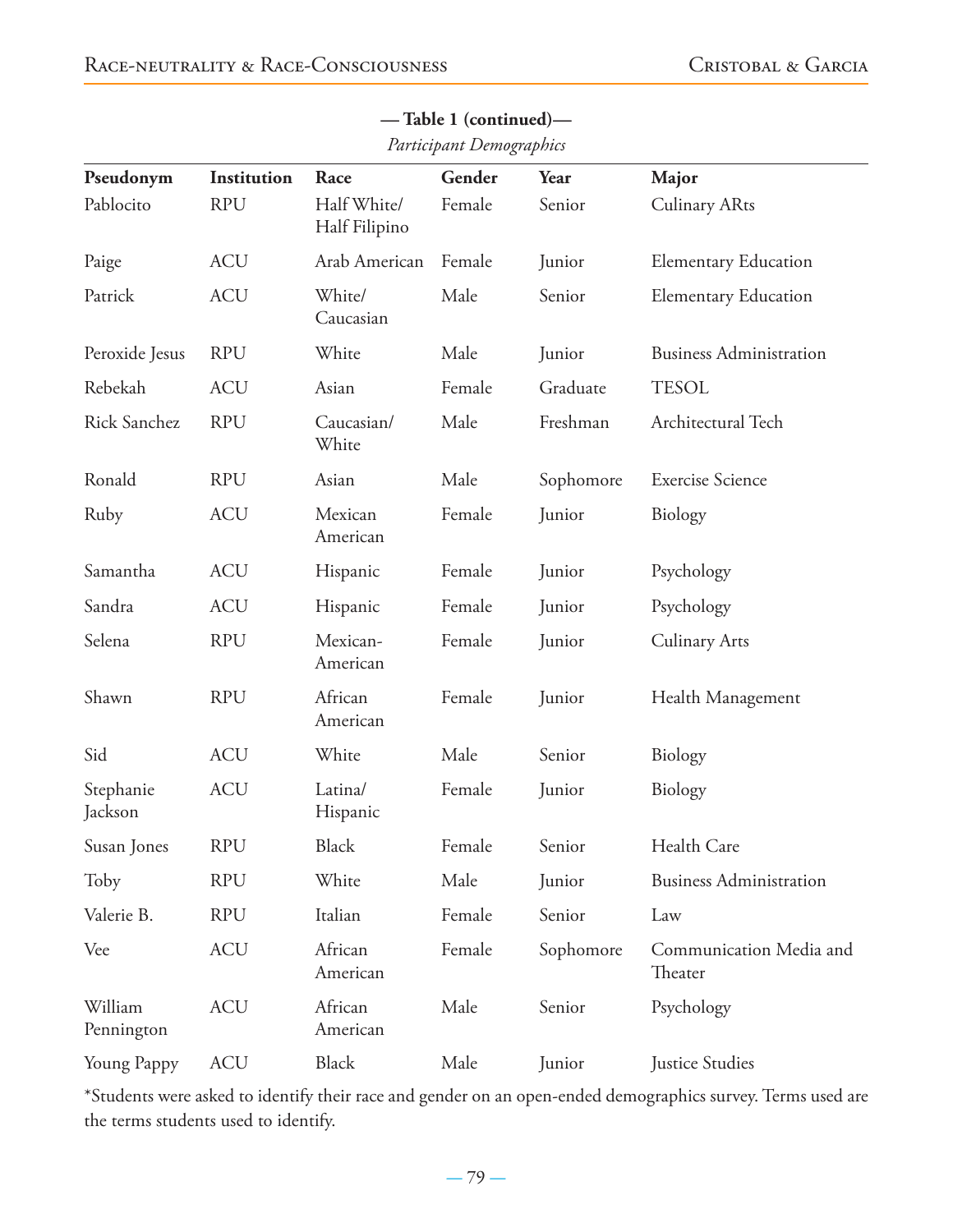**— Table 1 (continued)—**

*Participant Demographics*

| Pseudonym | Institution | Race | Gender | Year | Major |
|---|---|---|---|---|---|
| Pablocito | RPU | Half White/ Half Filipino | Female | Senior | Culinary ARts |
| Paige | ACU | Arab American | Female | Junior | Elementary Education |
| Patrick | ACU | White/ Caucasian | Male | Senior | Elementary Education |
| Peroxide Jesus | RPU | White | Male | Junior | Business Administration |
| Rebekah | ACU | Asian | Female | Graduate | TESOL |
| Rick Sanchez | RPU | Caucasian/ White | Male | Freshman | Architectural Tech |
| Ronald | RPU | Asian | Male | Sophomore | Exercise Science |
| Ruby | ACU | Mexican American | Female | Junior | Biology |
| Samantha | ACU | Hispanic | Female | Junior | Psychology |
| Sandra | ACU | Hispanic | Female | Junior | Psychology |
| Selena | RPU | Mexican-American | Female | Junior | Culinary Arts |
| Shawn | RPU | African American | Female | Junior | Health Management |
| Sid | ACU | White | Male | Senior | Biology |
| Stephanie Jackson | ACU | Latina/ Hispanic | Female | Junior | Biology |
| Susan Jones | RPU | Black | Female | Senior | Health Care |
| Toby | RPU | White | Male | Junior | Business Administration |
| Valerie B. | RPU | Italian | Female | Senior | Law |
| Vee | ACU | African American | Female | Sophomore | Communication Media and Theater |
| William Pennington | ACU | African American | Male | Senior | Psychology |
| Young Pappy | ACU | Black | Male | Junior | Justice Studies |

*Students were asked to identify their race and gender on an open-ended demographics survey. Terms used are the terms students used to identify.